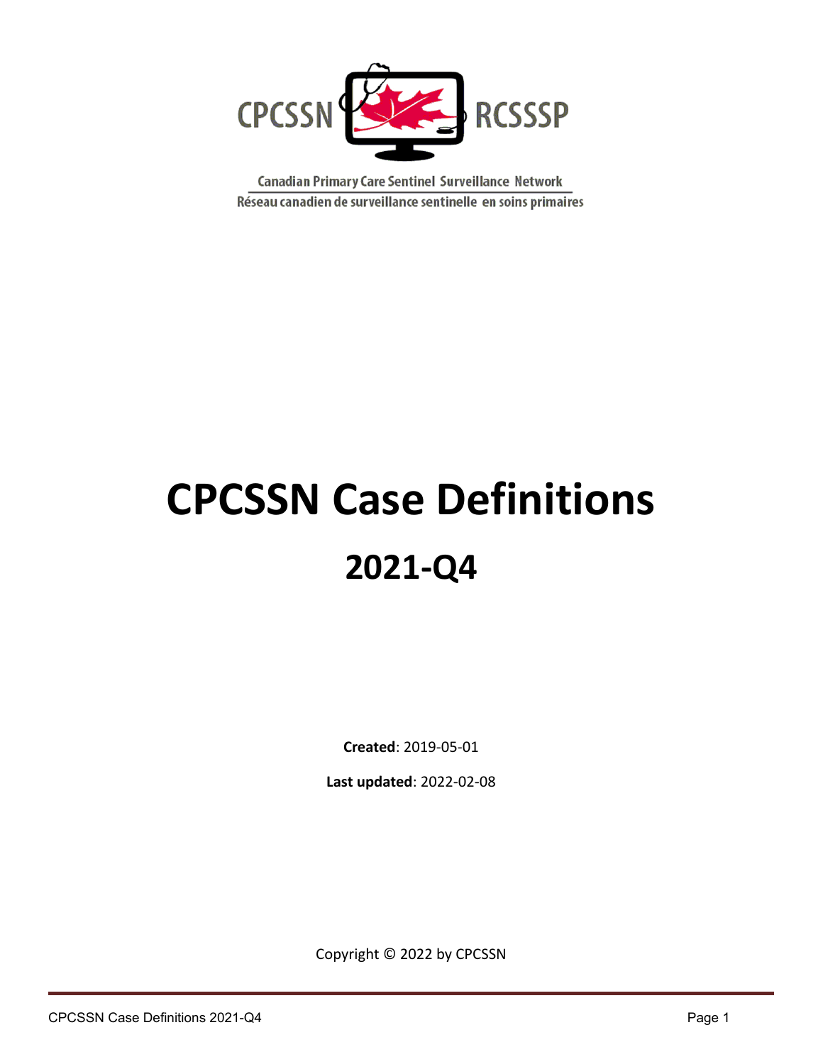CPCSSN RCSSSP

Canadian Primary Care Sentinel Surveillance Network

Réseau canadien de surveillance sentinelle en soins primaires

# CPCSSN Case Definitions

## 2021-Q4

**Created**: 2019-05-01

**Last updated**: 2022-02-08

Copyright © 2022 by CPCSSN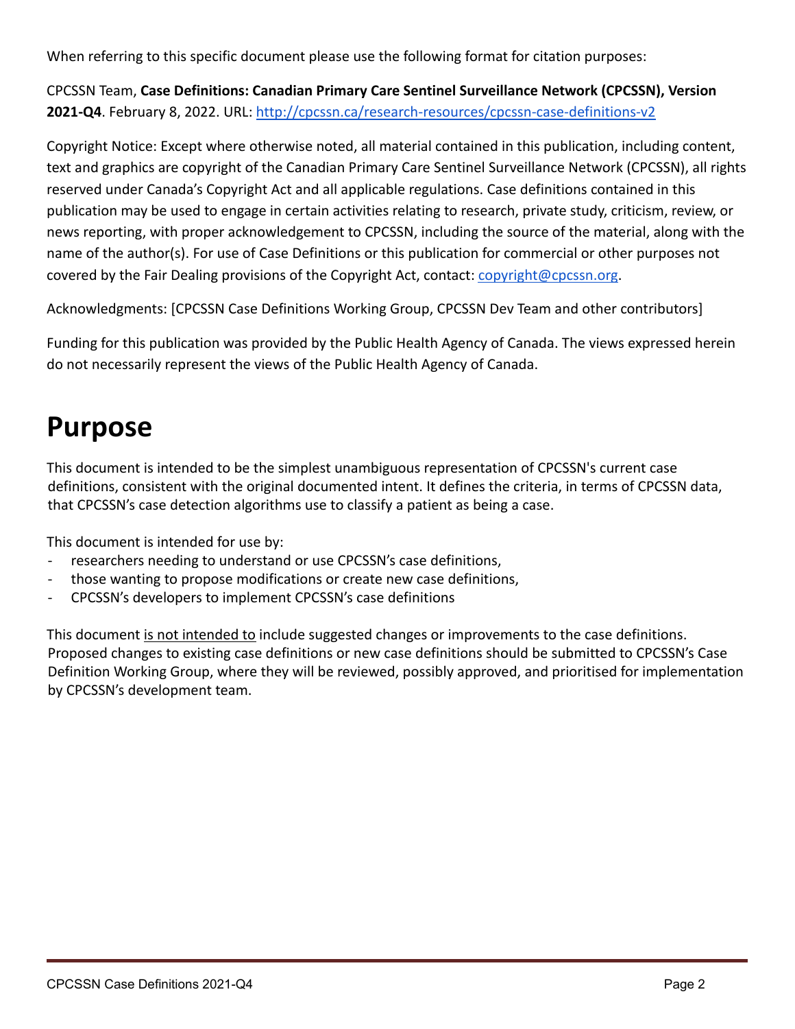When referring to this specific document please use the following format for citation purposes:

CPCSSN Team, **Case Definitions: Canadian Primary Care Sentinel Surveillance Network (CPCSSN), Version 2021-Q4**. February 8, 2022. URL: [http://cpcssn.ca/research-resources/cpcssn-case-definitions-v2](http://cpcssn.ca/research-resources/cpcssn-case-definitions-v2)

Copyright Notice: Except where otherwise noted, all material contained in this publication, including content, text and graphics are copyright of the Canadian Primary Care Sentinel Surveillance Network (CPCSSN), all rights reserved under Canada's Copyright Act and all applicable regulations. Case definitions contained in this publication may be used to engage in certain activities relating to research, private study, criticism, review, or news reporting, with proper acknowledgement to CPCSSN, including the source of the material, along with the name of the author(s). For use of Case Definitions or this publication for commercial or other purposes not covered by the Fair Dealing provisions of the Copyright Act, contact: [copyright@cpcssn.org](mailto:copyright@cpcssn.org).

Acknowledgments: [CPCSSN Case Definitions Working Group, CPCSSN Dev Team and other contributors]

Funding for this publication was provided by the Public Health Agency of Canada. The views expressed herein do not necessarily represent the views of the Public Health Agency of Canada.

# Purpose

This document is intended to be the simplest unambiguous representation of CPCSSN's current case definitions, consistent with the original documented intent. It defines the criteria, in terms of CPCSSN data, that CPCSSN's case detection algorithms use to classify a patient as being a case.

This document is intended for use by:

- researchers needing to understand or use CPCSSN's case definitions,
- those wanting to propose modifications or create new case definitions,
- CPCSSN's developers to implement CPCSSN's case definitions

This document is not intended to include suggested changes or improvements to the case definitions. Proposed changes to existing case definitions or new case definitions should be submitted to CPCSSN's Case Definition Working Group, where they will be reviewed, possibly approved, and prioritised for implementation by CPCSSN's development team.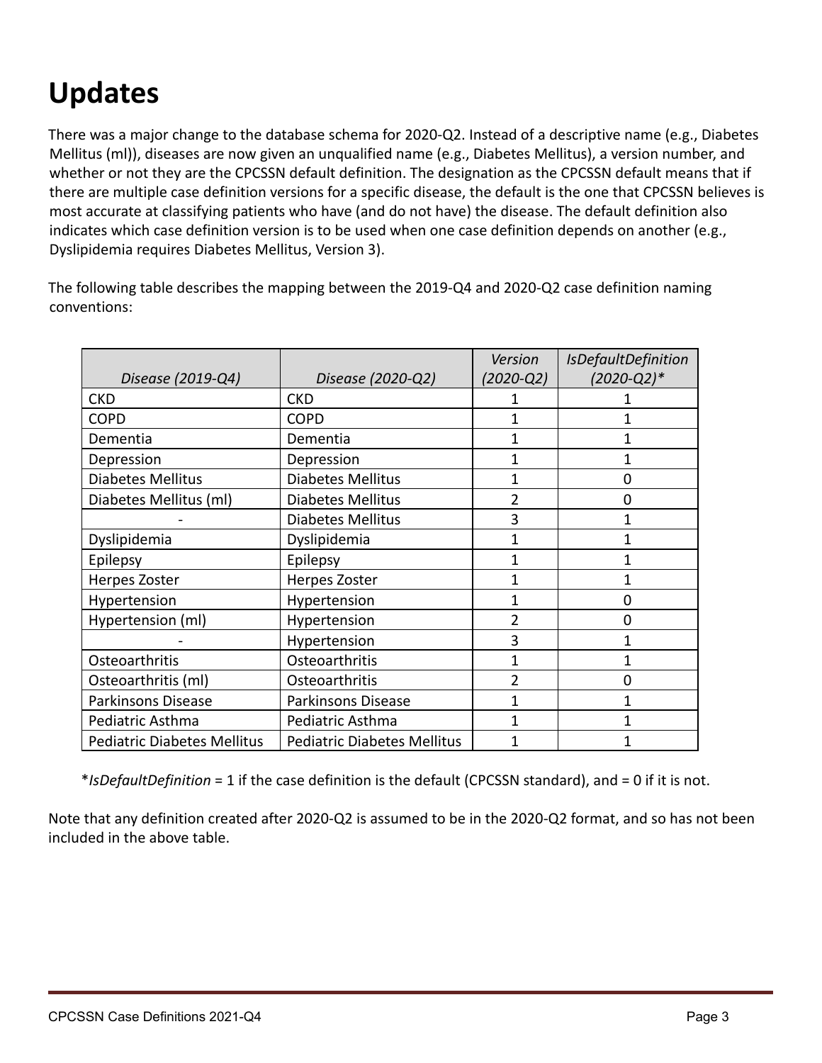# Updates

There was a major change to the database schema for 2020-Q2. Instead of a descriptive name (e.g., Diabetes Mellitus (ml)), diseases are now given an unqualified name (e.g., Diabetes Mellitus), a version number, and whether or not they are the CPCSSN default definition. The designation as the CPCSSN default means that if there are multiple case definition versions for a specific disease, the default is the one that CPCSSN believes is most accurate at classifying patients who have (and do not have) the disease. The default definition also indicates which case definition version is to be used when one case definition depends on another (e.g., Dyslipidemia requires Diabetes Mellitus, Version 3).

The following table describes the mapping between the 2019-Q4 and 2020-Q2 case definition naming conventions:

| *Disease (2019-Q4)* | *Disease (2020-Q2)* | *Version (2020-Q2)* | *IsDefaultDefinition (2020-Q2)** |
|---|---|---|---|
| CKD | CKD | 1 | 1 |
| COPD | COPD | 1 | 1 |
| Dementia | Dementia | 1 | 1 |
| Depression | Depression | 1 | 1 |
| Diabetes Mellitus | Diabetes Mellitus | 1 | 0 |
| Diabetes Mellitus (ml) | Diabetes Mellitus | 2 | 0 |
| - | Diabetes Mellitus | 3 | 1 |
| Dyslipidemia | Dyslipidemia | 1 | 1 |
| Epilepsy | Epilepsy | 1 | 1 |
| Herpes Zoster | Herpes Zoster | 1 | 1 |
| Hypertension | Hypertension | 1 | 0 |
| Hypertension (ml) | Hypertension | 2 | 0 |
| - | Hypertension | 3 | 1 |
| Osteoarthritis | Osteoarthritis | 1 | 1 |
| Osteoarthritis (ml) | Osteoarthritis | 2 | 0 |
| Parkinsons Disease | Parkinsons Disease | 1 | 1 |
| Pediatric Asthma | Pediatric Asthma | 1 | 1 |
| Pediatric Diabetes Mellitus | Pediatric Diabetes Mellitus | 1 | 1 |

**IsDefaultDefinition* = 1 if the case definition is the default (CPCSSN standard), and = 0 if it is not.

Note that any definition created after 2020-Q2 is assumed to be in the 2020-Q2 format, and so has not been included in the above table.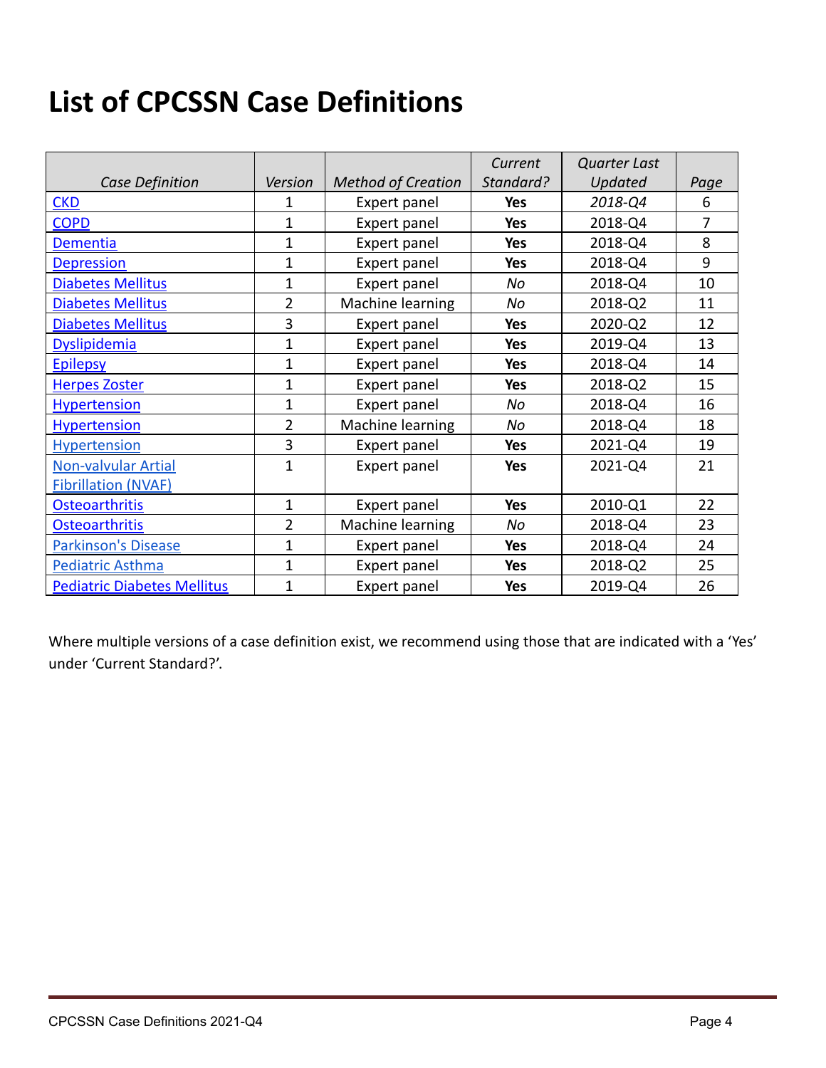# List of CPCSSN Case Definitions

| *Case Definition* | *Version* | *Method of Creation* | *Current Standard?* | *Quarter Last Updated* | *Page* |
|---|---|---|---|---|---|
| CKD | 1 | Expert panel | **Yes** | *2018-Q4* | 6 |
| COPD | 1 | Expert panel | **Yes** | 2018-Q4 | 7 |
| Dementia | 1 | Expert panel | **Yes** | 2018-Q4 | 8 |
| Depression | 1 | Expert panel | **Yes** | 2018-Q4 | 9 |
| Diabetes Mellitus | 1 | Expert panel | *No* | 2018-Q4 | 10 |
| Diabetes Mellitus | 2 | Machine learning | *No* | 2018-Q2 | 11 |
| Diabetes Mellitus | 3 | Expert panel | **Yes** | 2020-Q2 | 12 |
| Dyslipidemia | 1 | Expert panel | **Yes** | 2019-Q4 | 13 |
| Epilepsy | 1 | Expert panel | **Yes** | 2018-Q4 | 14 |
| Herpes Zoster | 1 | Expert panel | **Yes** | 2018-Q2 | 15 |
| Hypertension | 1 | Expert panel | *No* | 2018-Q4 | 16 |
| Hypertension | 2 | Machine learning | *No* | 2018-Q4 | 18 |
| Hypertension | 3 | Expert panel | **Yes** | 2021-Q4 | 19 |
| Non-valvular Artial Fibrillation (NVAF) | 1 | Expert panel | **Yes** | 2021-Q4 | 21 |
| Osteoarthritis | 1 | Expert panel | **Yes** | 2010-Q1 | 22 |
| Osteoarthritis | 2 | Machine learning | *No* | 2018-Q4 | 23 |
| Parkinson's Disease | 1 | Expert panel | **Yes** | 2018-Q4 | 24 |
| Pediatric Asthma | 1 | Expert panel | **Yes** | 2018-Q2 | 25 |
| Pediatric Diabetes Mellitus | 1 | Expert panel | **Yes** | 2019-Q4 | 26 |

Where multiple versions of a case definition exist, we recommend using those that are indicated with a 'Yes' under 'Current Standard?'.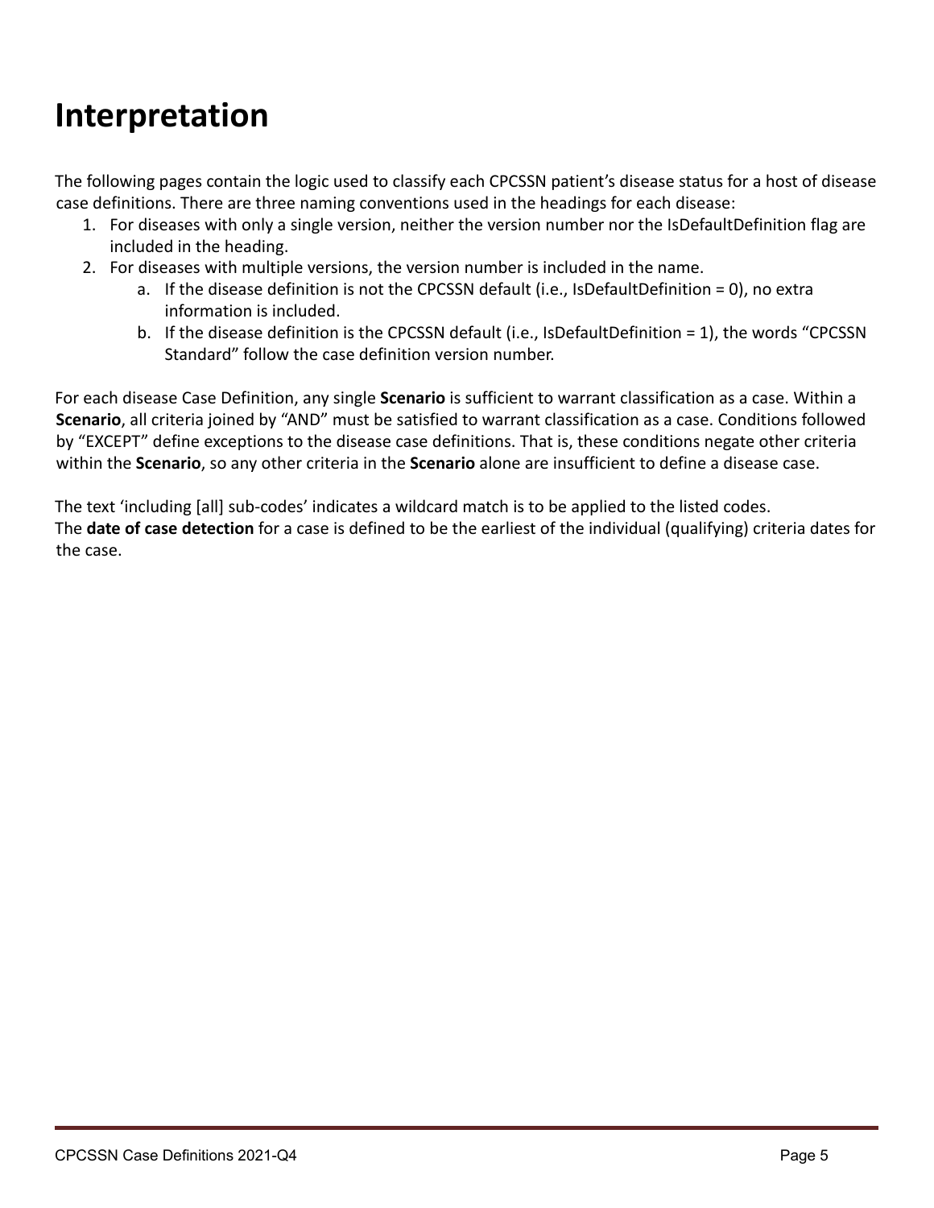# Interpretation

The following pages contain the logic used to classify each CPCSSN patient's disease status for a host of disease case definitions. There are three naming conventions used in the headings for each disease:

1. For diseases with only a single version, neither the version number nor the IsDefaultDefinition flag are included in the heading.
2. For diseases with multiple versions, the version number is included in the name.
   a. If the disease definition is not the CPCSSN default (i.e., IsDefaultDefinition = 0), no extra information is included.
   b. If the disease definition is the CPCSSN default (i.e., IsDefaultDefinition = 1), the words "CPCSSN Standard" follow the case definition version number.

For each disease Case Definition, any single **Scenario** is sufficient to warrant classification as a case. Within a **Scenario**, all criteria joined by "AND" must be satisfied to warrant classification as a case. Conditions followed by "EXCEPT" define exceptions to the disease case definitions. That is, these conditions negate other criteria within the **Scenario**, so any other criteria in the **Scenario** alone are insufficient to define a disease case.

The text 'including [all] sub-codes' indicates a wildcard match is to be applied to the listed codes.
The **date of case detection** for a case is defined to be the earliest of the individual (qualifying) criteria dates for the case.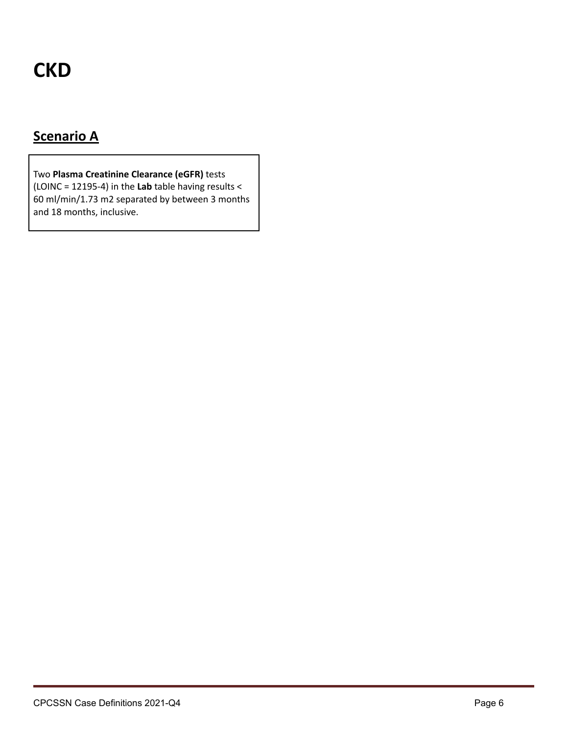# CKD

## Scenario A

Two **Plasma Creatinine Clearance (eGFR)** tests (LOINC = 12195-4) in the **Lab** table having results < 60 ml/min/1.73 m2 separated by between 3 months and 18 months, inclusive.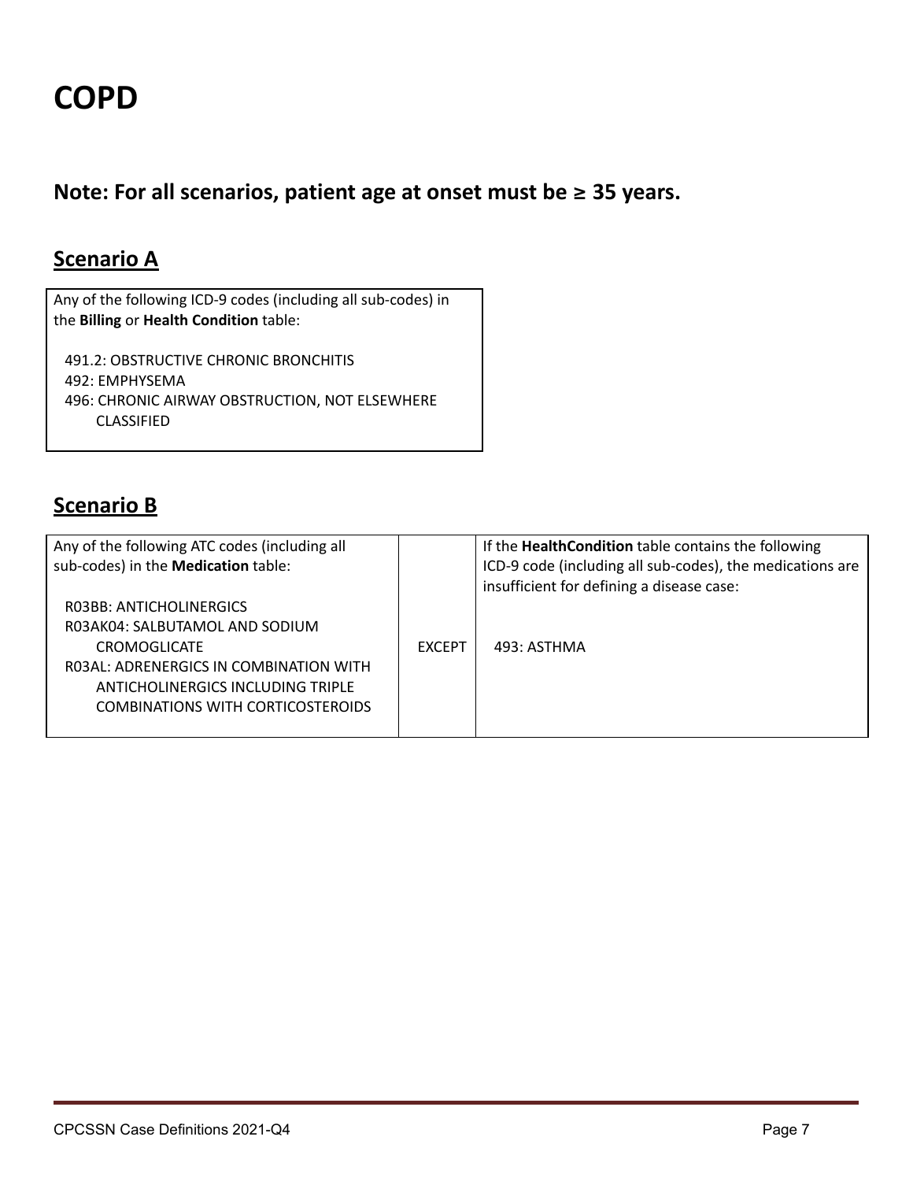# COPD

## Note: For all scenarios, patient age at onset must be ≥ 35 years.

### Scenario A

| Any of the following ICD-9 codes (including all sub-codes) in the **Billing** or **Health Condition** table:<br><br>491.2: OBSTRUCTIVE CHRONIC BRONCHITIS<br>492: EMPHYSEMA<br>496: CHRONIC AIRWAY OBSTRUCTION, NOT ELSEWHERE CLASSIFIED |
|---|

### Scenario B

| Any of the following ATC codes (including all sub-codes) in the **Medication** table:<br><br>R03BB: ANTICHOLINERGICS<br>R03AK04: SALBUTAMOL AND SODIUM CROMOGLICATE<br>R03AL: ADRENERGICS IN COMBINATION WITH ANTICHOLINERGICS INCLUDING TRIPLE COMBINATIONS WITH CORTICOSTEROIDS | EXCEPT | If the **HealthCondition** table contains the following ICD-9 code (including all sub-codes), the medications are insufficient for defining a disease case:<br><br>493: ASTHMA |
|---|---|---|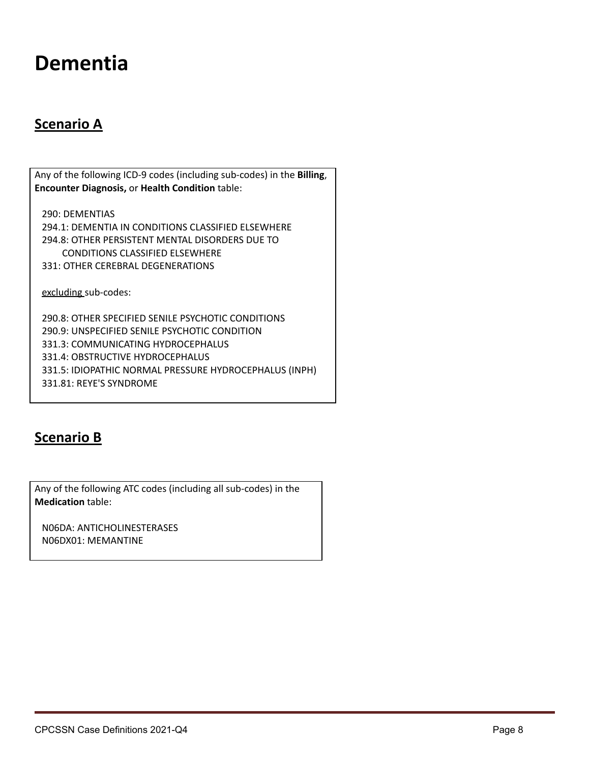# Dementia

## Scenario A

Any of the following ICD-9 codes (including sub-codes) in the **Billing**, **Encounter Diagnosis,** or **Health Condition** table:

290: DEMENTIAS
294.1: DEMENTIA IN CONDITIONS CLASSIFIED ELSEWHERE
294.8: OTHER PERSISTENT MENTAL DISORDERS DUE TO CONDITIONS CLASSIFIED ELSEWHERE
331: OTHER CEREBRAL DEGENERATIONS

excluding sub-codes:

290.8: OTHER SPECIFIED SENILE PSYCHOTIC CONDITIONS
290.9: UNSPECIFIED SENILE PSYCHOTIC CONDITION
331.3: COMMUNICATING HYDROCEPHALUS
331.4: OBSTRUCTIVE HYDROCEPHALUS
331.5: IDIOPATHIC NORMAL PRESSURE HYDROCEPHALUS (INPH)
331.81: REYE'S SYNDROME

## Scenario B

Any of the following ATC codes (including all sub-codes) in the **Medication** table:

N06DA: ANTICHOLINESTERASES
N06DX01: MEMANTINE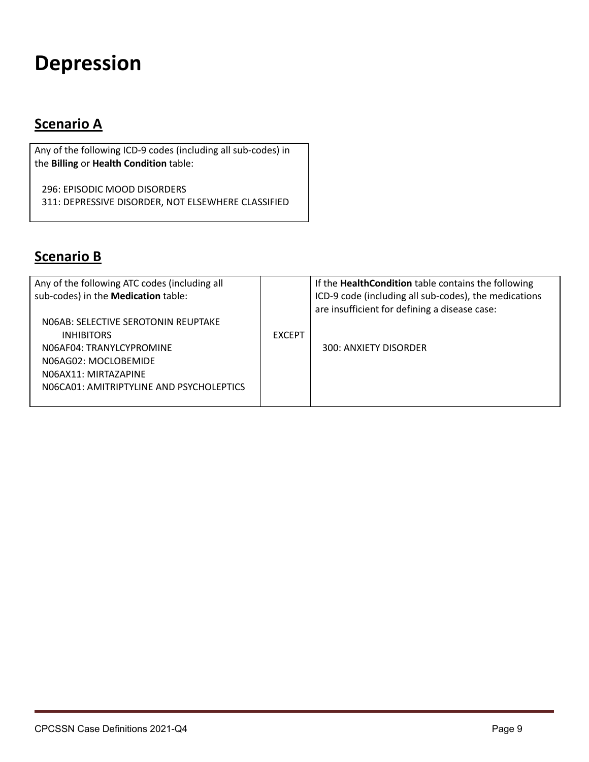# Depression

## Scenario A

| Any of the following ICD-9 codes (including all sub-codes) in the **Billing** or **Health Condition** table:<br><br>296: EPISODIC MOOD DISORDERS<br>311: DEPRESSIVE DISORDER, NOT ELSEWHERE CLASSIFIED |
|---|

## Scenario B

| Any of the following ATC codes (including all sub-codes) in the **Medication** table:<br><br>N06AB: SELECTIVE SEROTONIN REUPTAKE INHIBITORS<br>N06AF04: TRANYLCYPROMINE<br>N06AG02: MOCLOBEMIDE<br>N06AX11: MIRTAZAPINE<br>N06CA01: AMITRIPTYLINE AND PSYCHOLEPTICS | EXCEPT | If the **HealthCondition** table contains the following ICD-9 code (including all sub-codes), the medications are insufficient for defining a disease case:<br><br>300: ANXIETY DISORDER |
|---|---|---|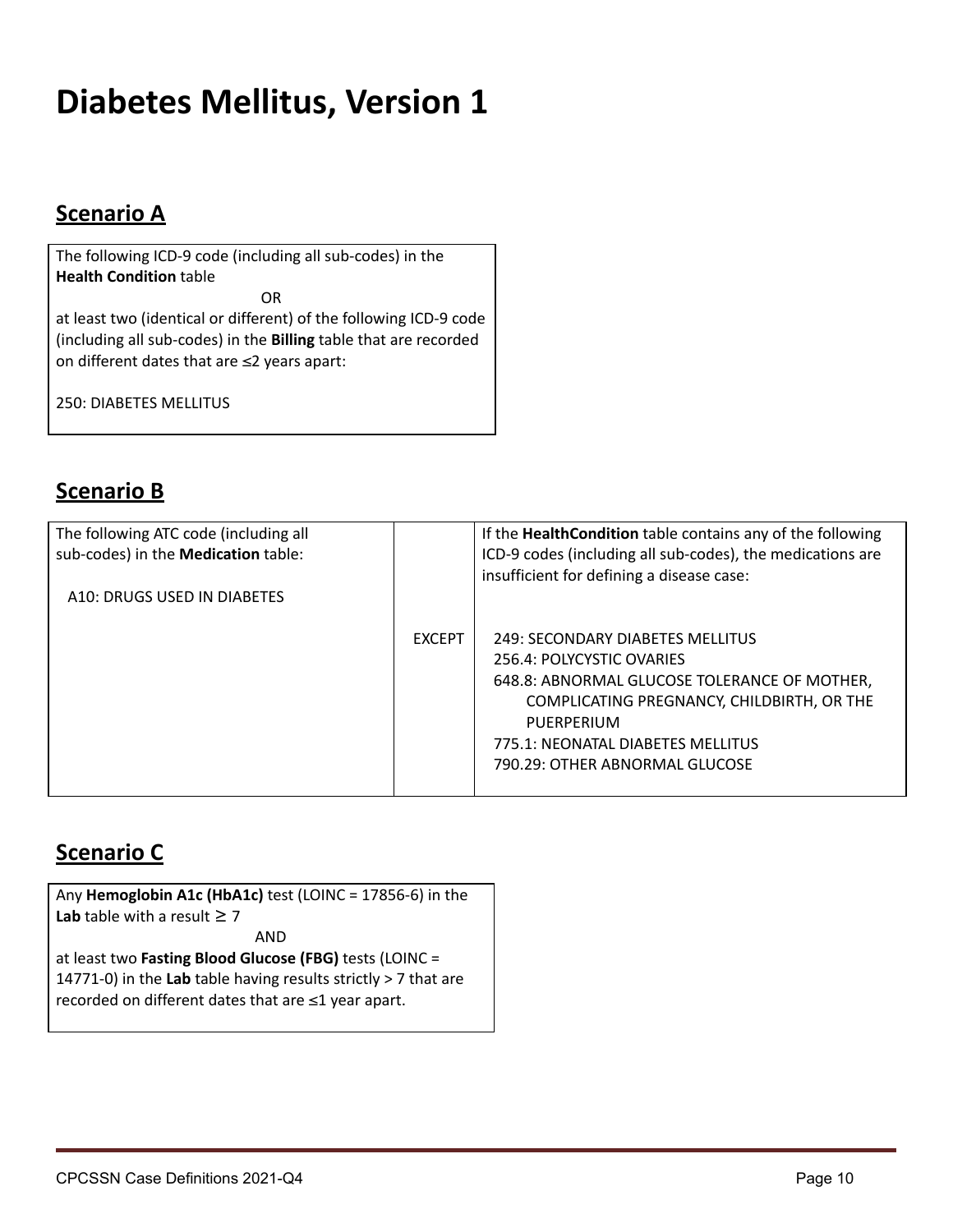# Diabetes Mellitus, Version 1

## Scenario A

The following ICD-9 code (including all sub-codes) in the **Health Condition** table

OR

at least two (identical or different) of the following ICD-9 code (including all sub-codes) in the **Billing** table that are recorded on different dates that are ≤2 years apart:

250: DIABETES MELLITUS

## Scenario B

| The following ATC code (including all sub-codes) in the **Medication** table: | | If the **HealthCondition** table contains any of the following ICD-9 codes (including all sub-codes), the medications are insufficient for defining a disease case: |
|---|---|---|
| A10: DRUGS USED IN DIABETES | EXCEPT | 249: SECONDARY DIABETES MELLITUS<br>256.4: POLYCYSTIC OVARIES<br>648.8: ABNORMAL GLUCOSE TOLERANCE OF MOTHER, COMPLICATING PREGNANCY, CHILDBIRTH, OR THE PUERPERIUM<br>775.1: NEONATAL DIABETES MELLITUS<br>790.29: OTHER ABNORMAL GLUCOSE |

## Scenario C

Any **Hemoglobin A1c (HbA1c)** test (LOINC = 17856-6) in the **Lab** table with a result ≥ 7

AND

at least two **Fasting Blood Glucose (FBG)** tests (LOINC = 14771-0) in the **Lab** table having results strictly > 7 that are recorded on different dates that are ≤1 year apart.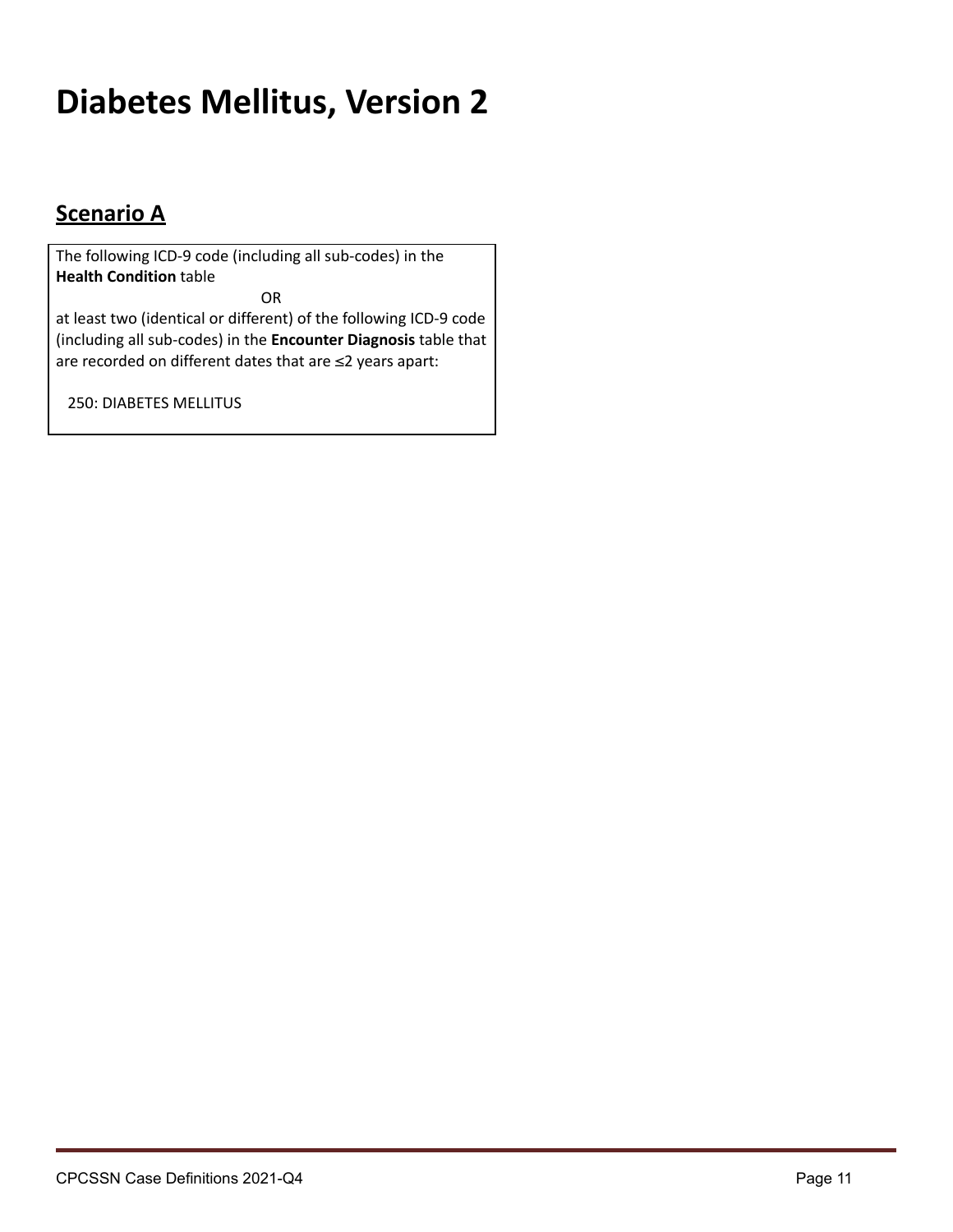# Diabetes Mellitus, Version 2

## Scenario A

The following ICD-9 code (including all sub-codes) in the **Health Condition** table

OR

at least two (identical or different) of the following ICD-9 code (including all sub-codes) in the **Encounter Diagnosis** table that are recorded on different dates that are ≤2 years apart:

250: DIABETES MELLITUS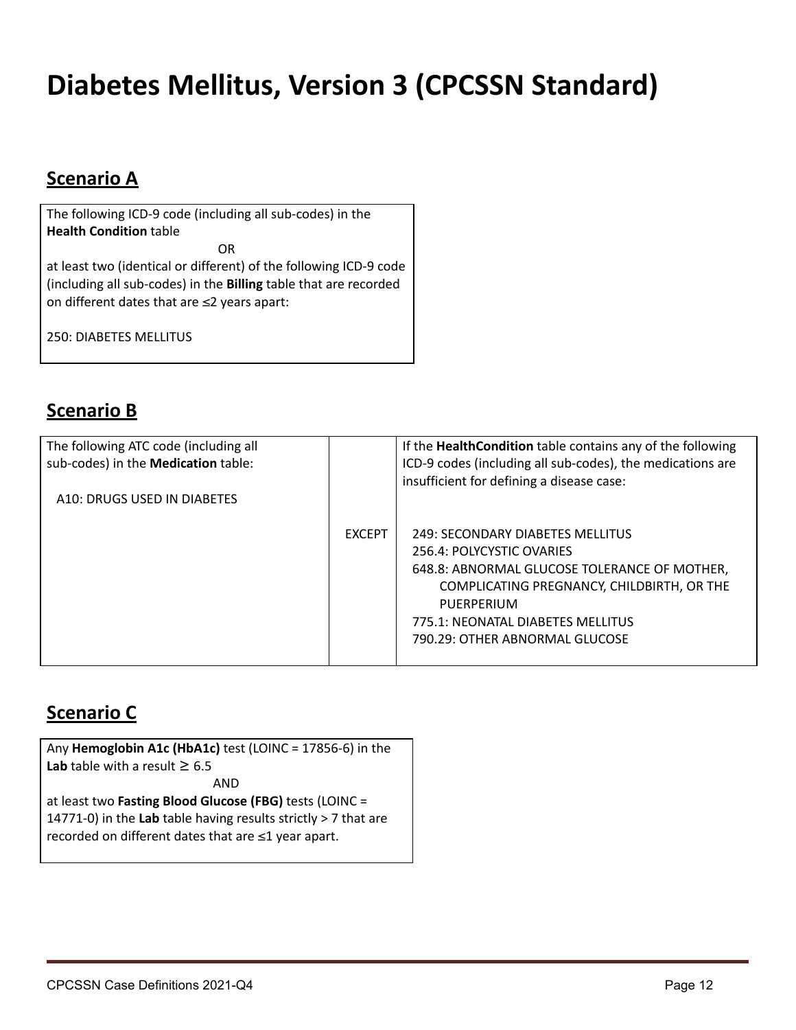# Diabetes Mellitus, Version 3 (CPCSSN Standard)

## Scenario A

The following ICD-9 code (including all sub-codes) in the **Health Condition** table

OR

at least two (identical or different) of the following ICD-9 code (including all sub-codes) in the **Billing** table that are recorded on different dates that are ≤2 years apart:

250: DIABETES MELLITUS

## Scenario B

| The following ATC code (including all sub-codes) in the **Medication** table: | | If the **HealthCondition** table contains any of the following ICD-9 codes (including all sub-codes), the medications are insufficient for defining a disease case: |
|---|---|---|
| A10: DRUGS USED IN DIABETES | EXCEPT | 249: SECONDARY DIABETES MELLITUS<br>256.4: POLYCYSTIC OVARIES<br>648.8: ABNORMAL GLUCOSE TOLERANCE OF MOTHER, COMPLICATING PREGNANCY, CHILDBIRTH, OR THE PUERPERIUM<br>775.1: NEONATAL DIABETES MELLITUS<br>790.29: OTHER ABNORMAL GLUCOSE |

## Scenario C

Any **Hemoglobin A1c (HbA1c)** test (LOINC = 17856-6) in the **Lab** table with a result ≥ 6.5

AND

at least two **Fasting Blood Glucose (FBG)** tests (LOINC = 14771-0) in the **Lab** table having results strictly > 7 that are recorded on different dates that are ≤1 year apart.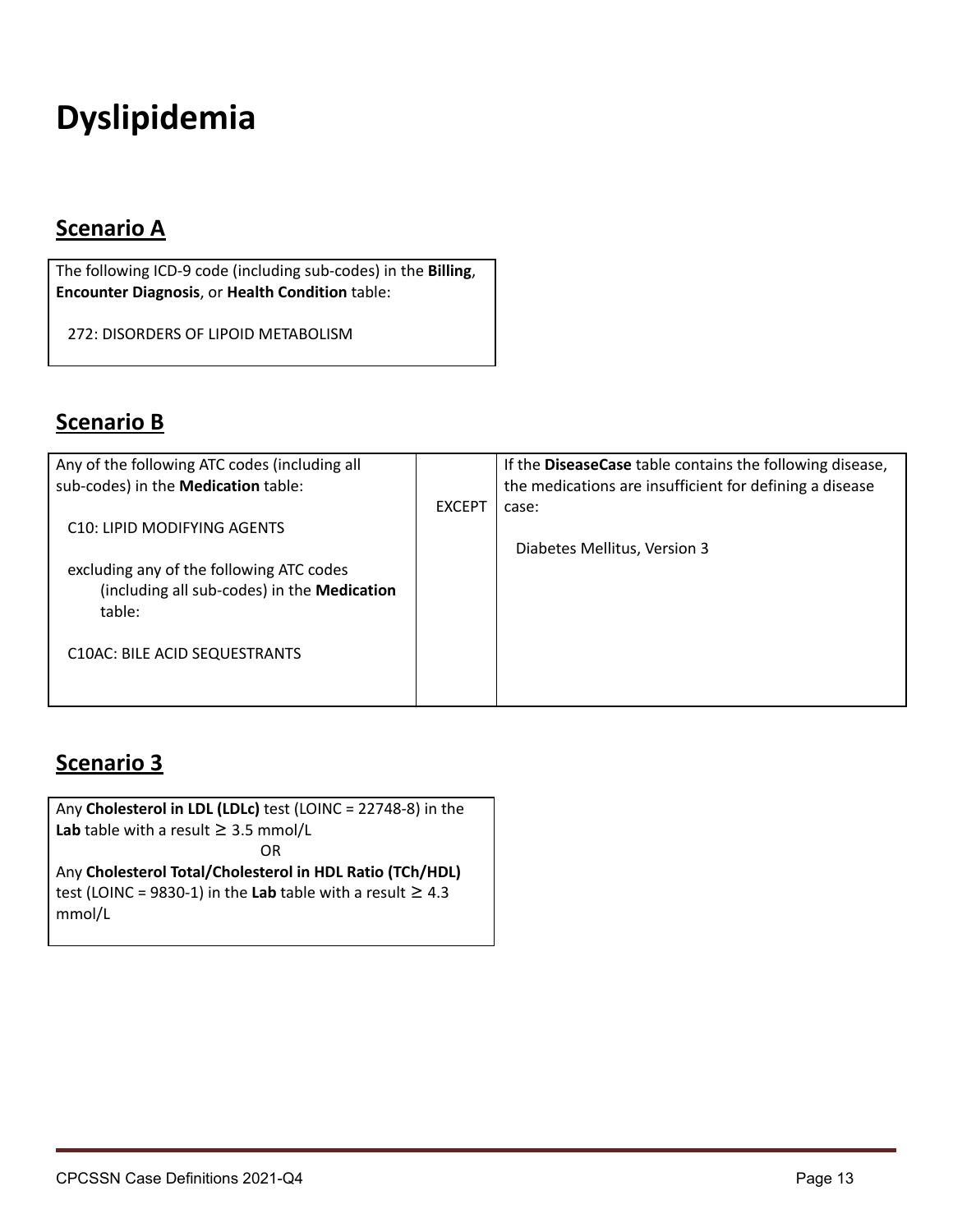# Dyslipidemia

## Scenario A

| The following ICD-9 code (including sub-codes) in the **Billing**, **Encounter Diagnosis**, or **Health Condition** table:<br><br>272: DISORDERS OF LIPOID METABOLISM |
|---|

## Scenario B

| Any of the following ATC codes (including all sub-codes) in the **Medication** table:<br><br>C10: LIPID MODIFYING AGENTS<br><br>excluding any of the following ATC codes (including all sub-codes) in the **Medication** table:<br><br>C10AC: BILE ACID SEQUESTRANTS | EXCEPT | If the **DiseaseCase** table contains the following disease, the medications are insufficient for defining a disease case:<br><br>Diabetes Mellitus, Version 3 |
|---|---|---|

## Scenario 3

| Any **Cholesterol in LDL (LDLc)** test (LOINC = 22748-8) in the **Lab** table with a result ≥ 3.5 mmol/L<br>OR<br>Any **Cholesterol Total/Cholesterol in HDL Ratio (TCh/HDL)** test (LOINC = 9830-1) in the **Lab** table with a result ≥ 4.3 mmol/L |
|---|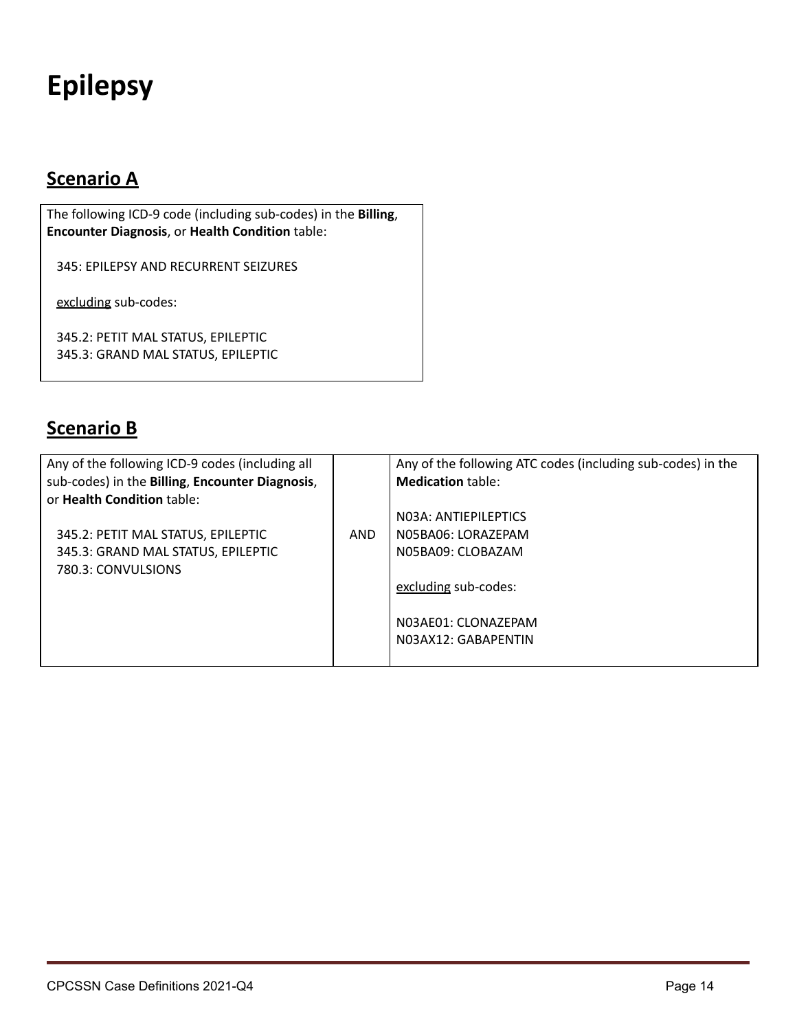# Epilepsy

## Scenario A

The following ICD-9 code (including sub-codes) in the **Billing**, **Encounter Diagnosis**, or **Health Condition** table:

345: EPILEPSY AND RECURRENT SEIZURES

excluding sub-codes:

345.2: PETIT MAL STATUS, EPILEPTIC
345.3: GRAND MAL STATUS, EPILEPTIC

## Scenario B

| Any of the following ICD-9 codes (including all sub-codes) in the **Billing**, **Encounter Diagnosis**, or **Health Condition** table: | | Any of the following ATC codes (including sub-codes) in the **Medication** table: |
| --- | --- | --- |
| 345.2: PETIT MAL STATUS, EPILEPTIC<br>345.3: GRAND MAL STATUS, EPILEPTIC<br>780.3: CONVULSIONS | AND | N03A: ANTIEPILEPTICS<br>N05BA06: LORAZEPAM<br>N05BA09: CLOBAZAM<br><br>excluding sub-codes:<br><br>N03AE01: CLONAZEPAM<br>N03AX12: GABAPENTIN |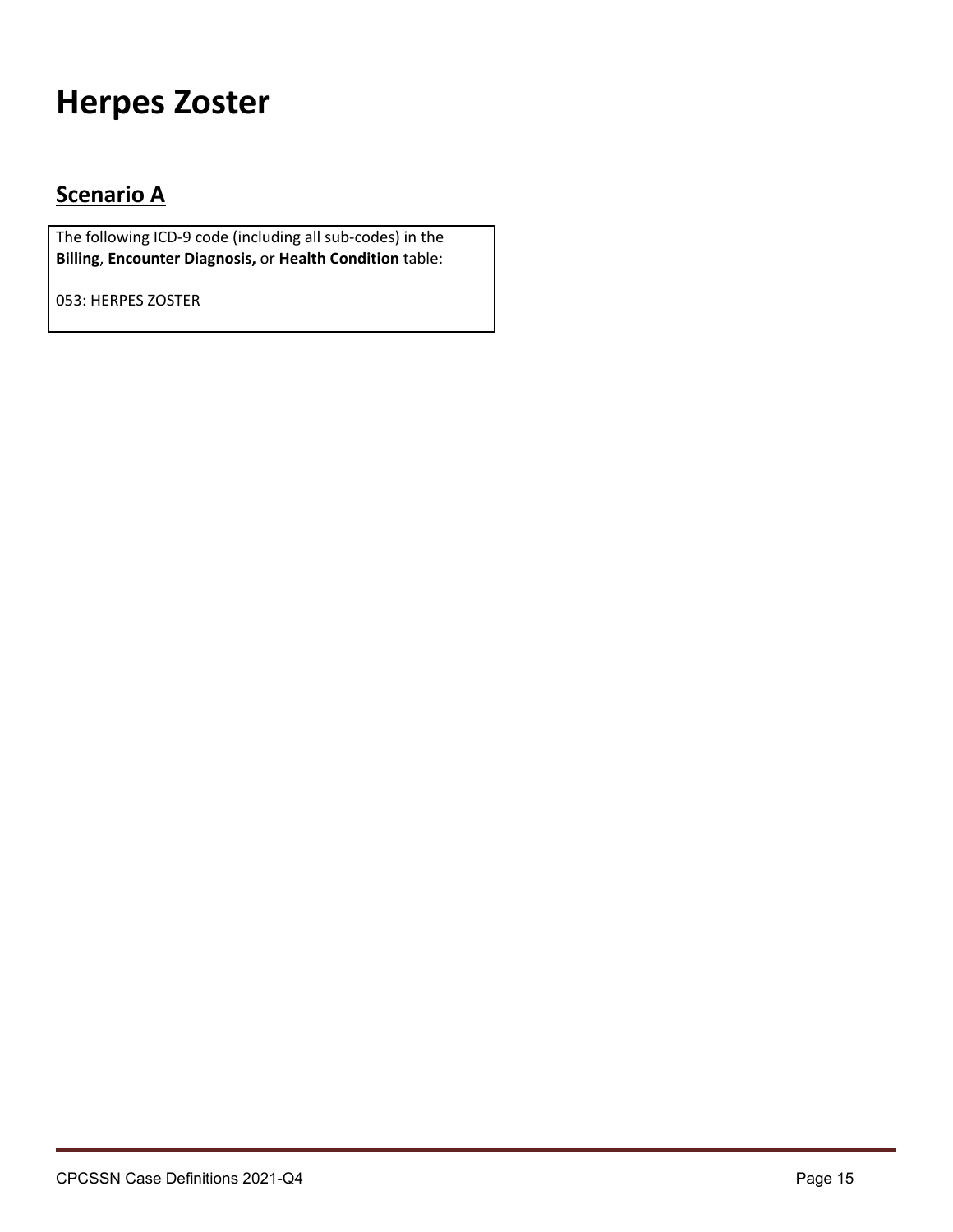# Herpes Zoster

## Scenario A

The following ICD-9 code (including all sub-codes) in the **Billing**, **Encounter Diagnosis,** or **Health Condition** table:

053: HERPES ZOSTER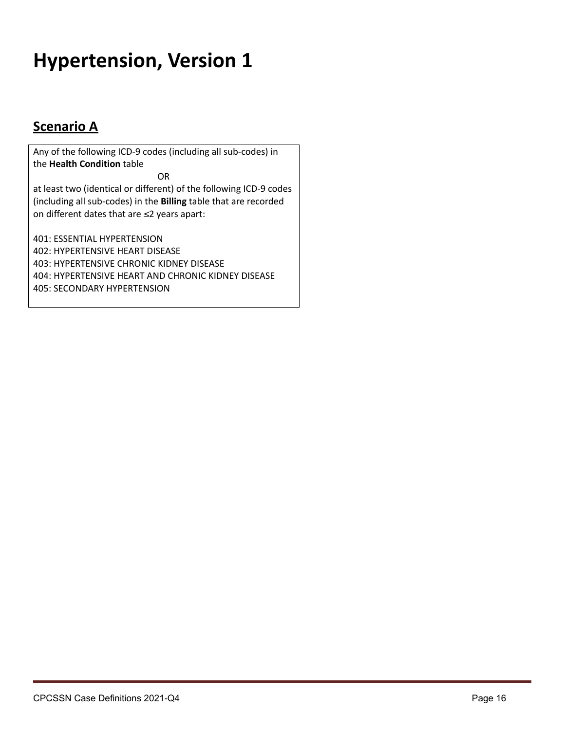# Hypertension, Version 1

## Scenario A

Any of the following ICD-9 codes (including all sub-codes) in the **Health Condition** table

OR

at least two (identical or different) of the following ICD-9 codes (including all sub-codes) in the **Billing** table that are recorded on different dates that are ≤2 years apart:

401: ESSENTIAL HYPERTENSION
402: HYPERTENSIVE HEART DISEASE
403: HYPERTENSIVE CHRONIC KIDNEY DISEASE
404: HYPERTENSIVE HEART AND CHRONIC KIDNEY DISEASE
405: SECONDARY HYPERTENSION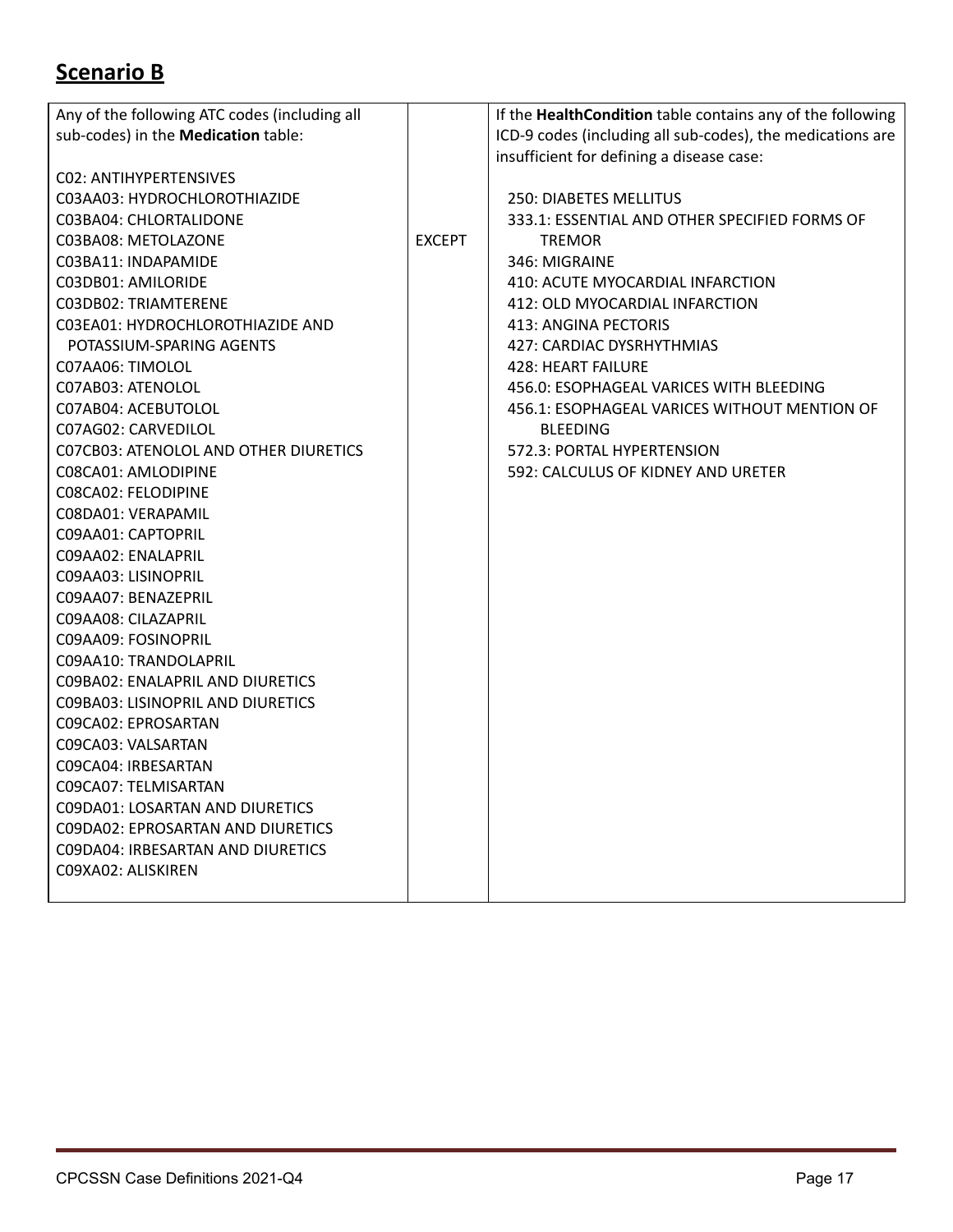## **Scenario B**

| Any of the following ATC codes (including all sub-codes) in the **Medication** table:<br><br>C02: ANTIHYPERTENSIVES<br>C03AA03: HYDROCHLOROTHIAZIDE<br>C03BA04: CHLORTALIDONE<br>C03BA08: METOLAZONE<br>C03BA11: INDAPAMIDE<br>C03DB01: AMILORIDE<br>C03DB02: TRIAMTERENE<br>C03EA01: HYDROCHLOROTHIAZIDE AND POTASSIUM-SPARING AGENTS<br>C07AA06: TIMOLOL<br>C07AB03: ATENOLOL<br>C07AB04: ACEBUTOLOL<br>C07AG02: CARVEDILOL<br>C07CB03: ATENOLOL AND OTHER DIURETICS<br>C08CA01: AMLODIPINE<br>C08CA02: FELODIPINE<br>C08DA01: VERAPAMIL<br>C09AA01: CAPTOPRIL<br>C09AA02: ENALAPRIL<br>C09AA03: LISINOPRIL<br>C09AA07: BENAZEPRIL<br>C09AA08: CILAZAPRIL<br>C09AA09: FOSINOPRIL<br>C09AA10: TRANDOLAPRIL<br>C09BA02: ENALAPRIL AND DIURETICS<br>C09BA03: LISINOPRIL AND DIURETICS<br>C09CA02: EPROSARTAN<br>C09CA03: VALSARTAN<br>C09CA04: IRBESARTAN<br>C09CA07: TELMISARTAN<br>C09DA01: LOSARTAN AND DIURETICS<br>C09DA02: EPROSARTAN AND DIURETICS<br>C09DA04: IRBESARTAN AND DIURETICS<br>C09XA02: ALISKIREN | EXCEPT | If the **HealthCondition** table contains any of the following ICD-9 codes (including all sub-codes), the medications are insufficient for defining a disease case:<br><br>250: DIABETES MELLITUS<br>333.1: ESSENTIAL AND OTHER SPECIFIED FORMS OF TREMOR<br>346: MIGRAINE<br>410: ACUTE MYOCARDIAL INFARCTION<br>412: OLD MYOCARDIAL INFARCTION<br>413: ANGINA PECTORIS<br>427: CARDIAC DYSRHYTHMIAS<br>428: HEART FAILURE<br>456.0: ESOPHAGEAL VARICES WITH BLEEDING<br>456.1: ESOPHAGEAL VARICES WITHOUT MENTION OF BLEEDING<br>572.3: PORTAL HYPERTENSION<br>592: CALCULUS OF KIDNEY AND URETER |
|---|---|---|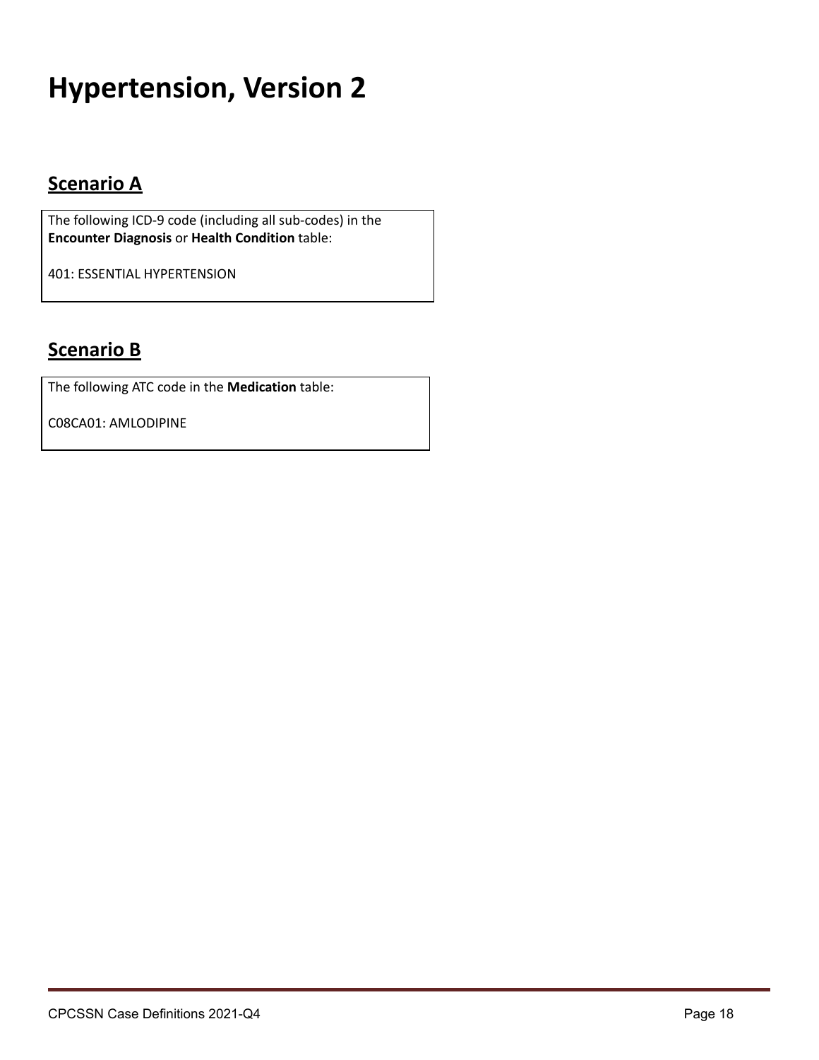# Hypertension, Version 2

## Scenario A

The following ICD-9 code (including all sub-codes) in the **Encounter Diagnosis** or **Health Condition** table:

401: ESSENTIAL HYPERTENSION

## Scenario B

The following ATC code in the **Medication** table:

C08CA01: AMLODIPINE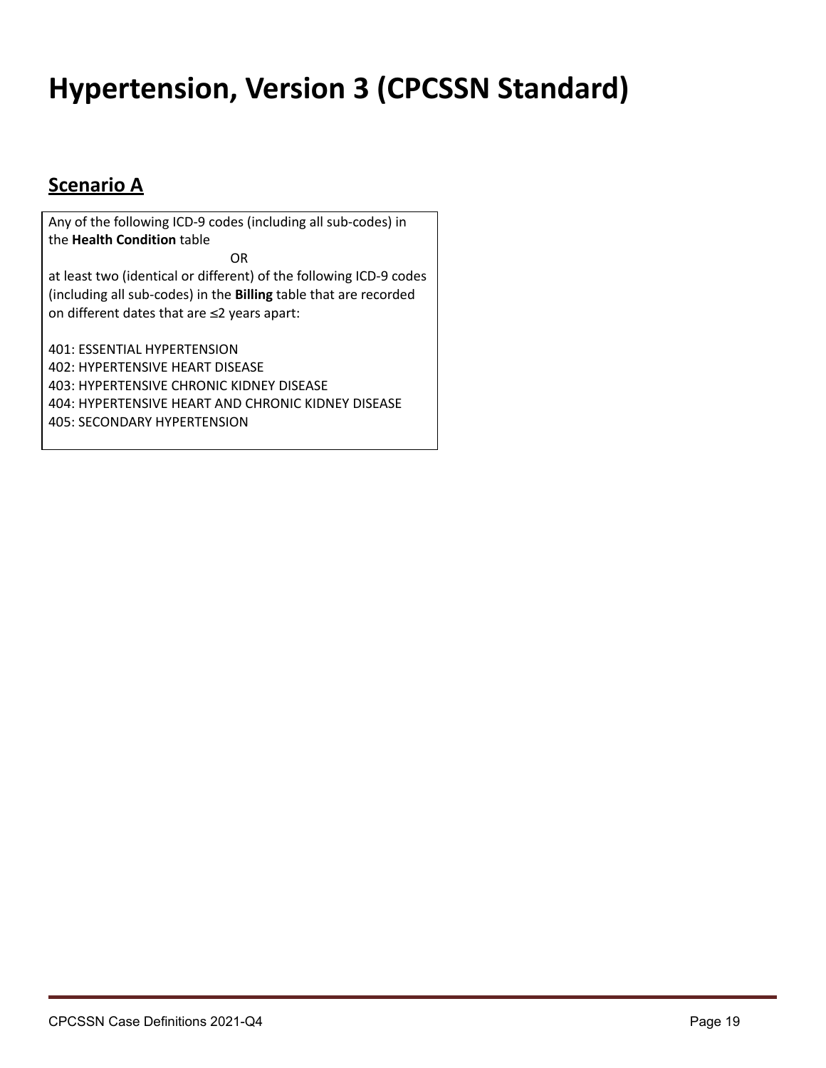# Hypertension, Version 3 (CPCSSN Standard)

## Scenario A

Any of the following ICD-9 codes (including all sub-codes) in the **Health Condition** table

OR

at least two (identical or different) of the following ICD-9 codes (including all sub-codes) in the **Billing** table that are recorded on different dates that are ≤2 years apart:

401: ESSENTIAL HYPERTENSION
402: HYPERTENSIVE HEART DISEASE
403: HYPERTENSIVE CHRONIC KIDNEY DISEASE
404: HYPERTENSIVE HEART AND CHRONIC KIDNEY DISEASE
405: SECONDARY HYPERTENSION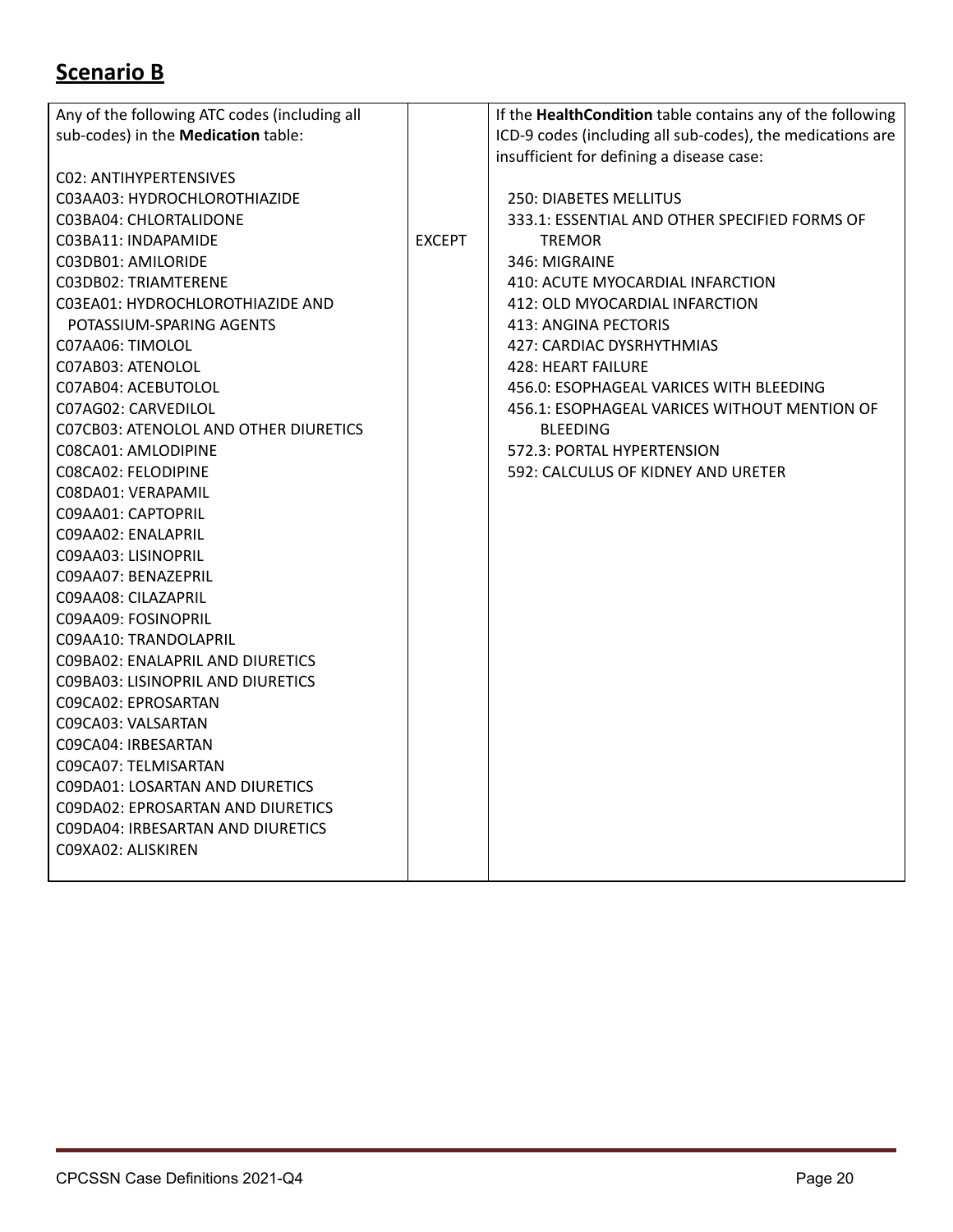## Scenario B

| Any of the following ATC codes (including all sub-codes) in the **Medication** table: | | If the **HealthCondition** table contains any of the following ICD-9 codes (including all sub-codes), the medications are insufficient for defining a disease case: |
|---|---|---|
| C02: ANTIHYPERTENSIVES<br>C03AA03: HYDROCHLOROTHIAZIDE<br>C03BA04: CHLORTALIDONE<br>C03BA11: INDAPAMIDE<br>C03DB01: AMILORIDE<br>C03DB02: TRIAMTERENE<br>C03EA01: HYDROCHLOROTHIAZIDE AND POTASSIUM-SPARING AGENTS<br>C07AA06: TIMOLOL<br>C07AB03: ATENOLOL<br>C07AB04: ACEBUTOLOL<br>C07AG02: CARVEDILOL<br>C07CB03: ATENOLOL AND OTHER DIURETICS<br>C08CA01: AMLODIPINE<br>C08CA02: FELODIPINE<br>C08DA01: VERAPAMIL<br>C09AA01: CAPTOPRIL<br>C09AA02: ENALAPRIL<br>C09AA03: LISINOPRIL<br>C09AA07: BENAZEPRIL<br>C09AA08: CILAZAPRIL<br>C09AA09: FOSINOPRIL<br>C09AA10: TRANDOLAPRIL<br>C09BA02: ENALAPRIL AND DIURETICS<br>C09BA03: LISINOPRIL AND DIURETICS<br>C09CA02: EPROSARTAN<br>C09CA03: VALSARTAN<br>C09CA04: IRBESARTAN<br>C09CA07: TELMISARTAN<br>C09DA01: LOSARTAN AND DIURETICS<br>C09DA02: EPROSARTAN AND DIURETICS<br>C09DA04: IRBESARTAN AND DIURETICS<br>C09XA02: ALISKIREN | EXCEPT | 250: DIABETES MELLITUS<br>333.1: ESSENTIAL AND OTHER SPECIFIED FORMS OF TREMOR<br>346: MIGRAINE<br>410: ACUTE MYOCARDIAL INFARCTION<br>412: OLD MYOCARDIAL INFARCTION<br>413: ANGINA PECTORIS<br>427: CARDIAC DYSRHYTHMIAS<br>428: HEART FAILURE<br>456.0: ESOPHAGEAL VARICES WITH BLEEDING<br>456.1: ESOPHAGEAL VARICES WITHOUT MENTION OF BLEEDING<br>572.3: PORTAL HYPERTENSION<br>592: CALCULUS OF KIDNEY AND URETER |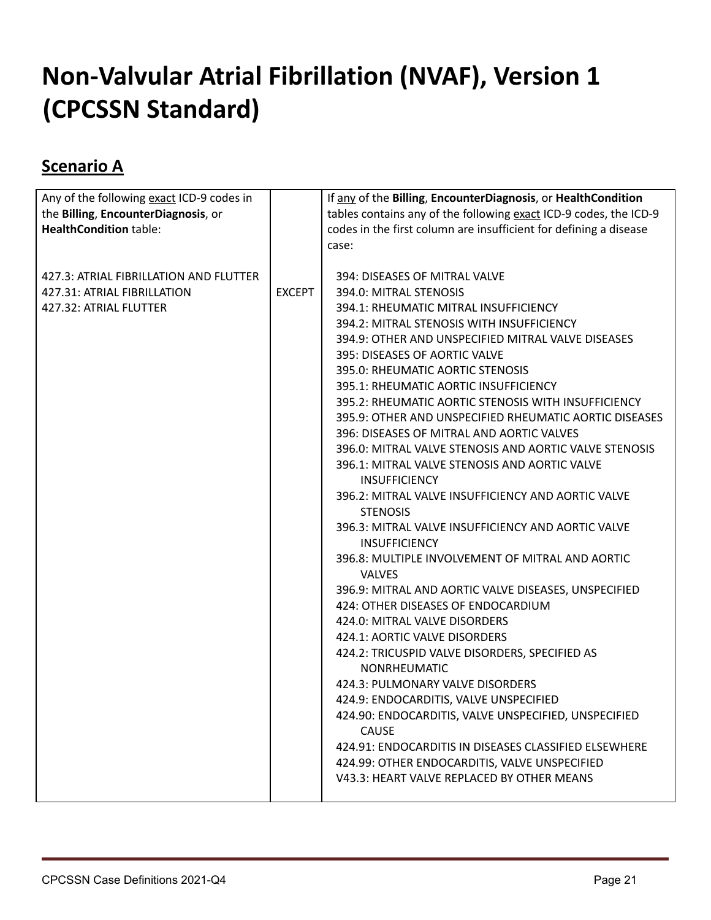# Non-Valvular Atrial Fibrillation (NVAF), Version 1 (CPCSSN Standard)

## Scenario A

| Any of the following exact ICD-9 codes in the **Billing**, **EncounterDiagnosis**, or **HealthCondition** table: | | If any of the **Billing**, **EncounterDiagnosis**, or **HealthCondition** tables contains any of the following exact ICD-9 codes, the ICD-9 codes in the first column are insufficient for defining a disease case: |
|---|---|---|
| 427.3: ATRIAL FIBRILLATION AND FLUTTER<br>427.31: ATRIAL FIBRILLATION<br>427.32: ATRIAL FLUTTER | EXCEPT | 394: DISEASES OF MITRAL VALVE<br>394.0: MITRAL STENOSIS<br>394.1: RHEUMATIC MITRAL INSUFFICIENCY<br>394.2: MITRAL STENOSIS WITH INSUFFICIENCY<br>394.9: OTHER AND UNSPECIFIED MITRAL VALVE DISEASES<br>395: DISEASES OF AORTIC VALVE<br>395.0: RHEUMATIC AORTIC STENOSIS<br>395.1: RHEUMATIC AORTIC INSUFFICIENCY<br>395.2: RHEUMATIC AORTIC STENOSIS WITH INSUFFICIENCY<br>395.9: OTHER AND UNSPECIFIED RHEUMATIC AORTIC DISEASES<br>396: DISEASES OF MITRAL AND AORTIC VALVES<br>396.0: MITRAL VALVE STENOSIS AND AORTIC VALVE STENOSIS<br>396.1: MITRAL VALVE STENOSIS AND AORTIC VALVE INSUFFICIENCY<br>396.2: MITRAL VALVE INSUFFICIENCY AND AORTIC VALVE STENOSIS<br>396.3: MITRAL VALVE INSUFFICIENCY AND AORTIC VALVE INSUFFICIENCY<br>396.8: MULTIPLE INVOLVEMENT OF MITRAL AND AORTIC VALVES<br>396.9: MITRAL AND AORTIC VALVE DISEASES, UNSPECIFIED<br>424: OTHER DISEASES OF ENDOCARDIUM<br>424.0: MITRAL VALVE DISORDERS<br>424.1: AORTIC VALVE DISORDERS<br>424.2: TRICUSPID VALVE DISORDERS, SPECIFIED AS NONRHEUMATIC<br>424.3: PULMONARY VALVE DISORDERS<br>424.9: ENDOCARDITIS, VALVE UNSPECIFIED<br>424.90: ENDOCARDITIS, VALVE UNSPECIFIED, UNSPECIFIED CAUSE<br>424.91: ENDOCARDITIS IN DISEASES CLASSIFIED ELSEWHERE<br>424.99: OTHER ENDOCARDITIS, VALVE UNSPECIFIED<br>V43.3: HEART VALVE REPLACED BY OTHER MEANS |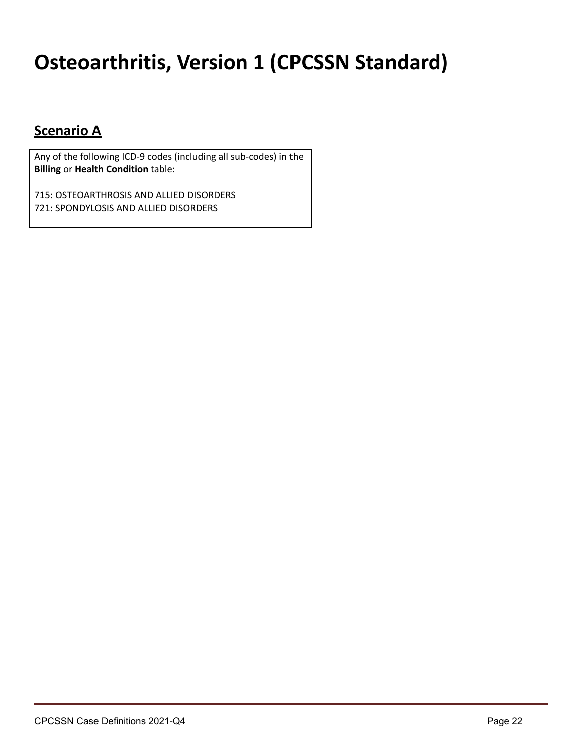# Osteoarthritis, Version 1 (CPCSSN Standard)

## Scenario A

Any of the following ICD-9 codes (including all sub-codes) in the **Billing** or **Health Condition** table:

715: OSTEOARTHROSIS AND ALLIED DISORDERS
721: SPONDYLOSIS AND ALLIED DISORDERS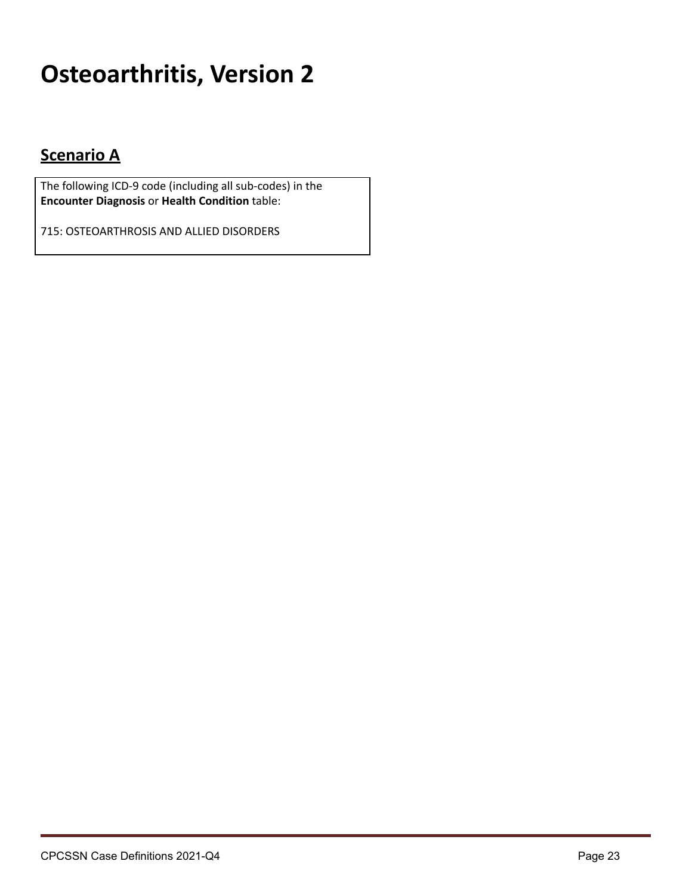# Osteoarthritis, Version 2

## Scenario A

The following ICD-9 code (including all sub-codes) in the **Encounter Diagnosis** or **Health Condition** table:

715: OSTEOARTHROSIS AND ALLIED DISORDERS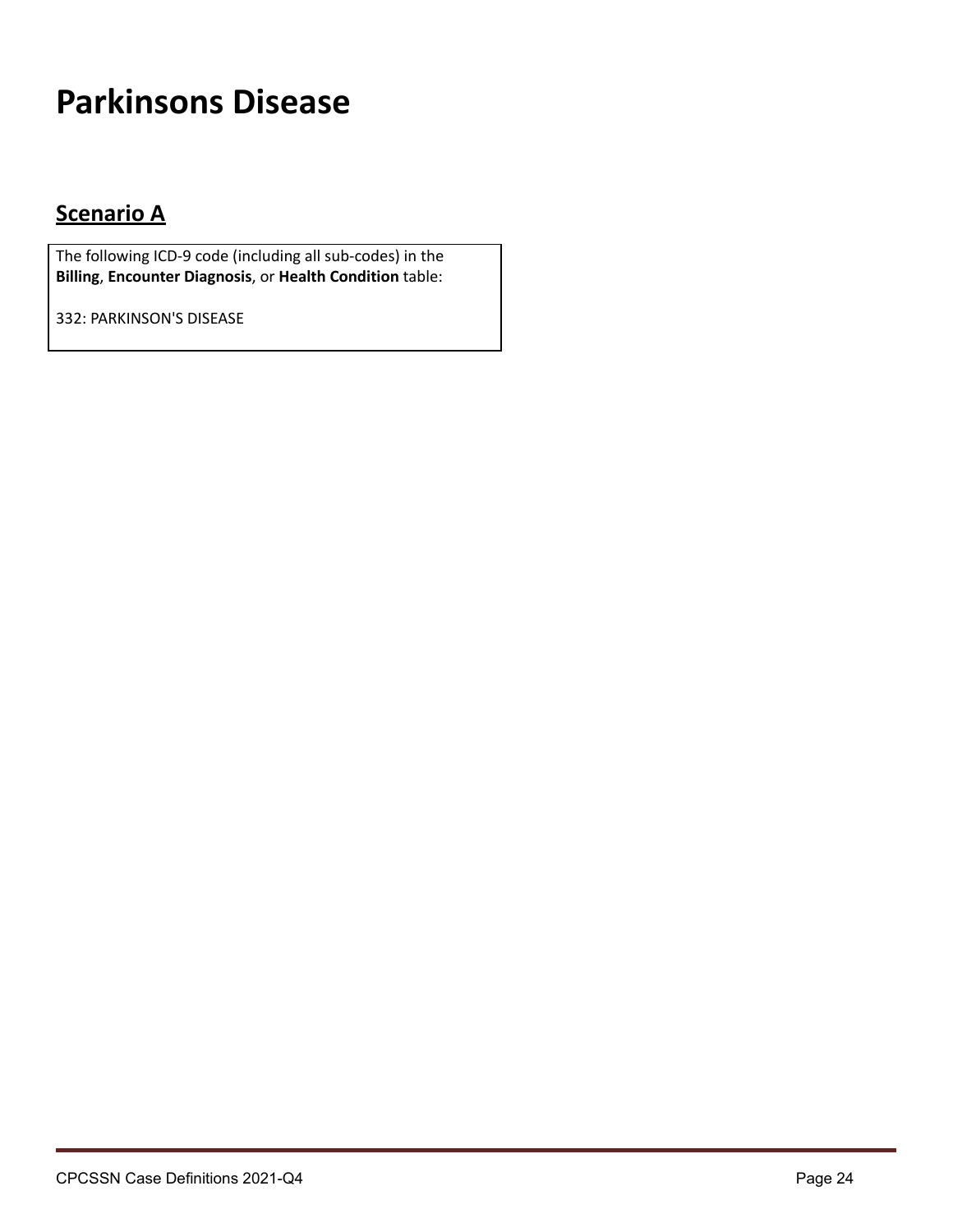# Parkinsons Disease

## Scenario A

The following ICD-9 code (including all sub-codes) in the **Billing**, **Encounter Diagnosis**, or **Health Condition** table:

332: PARKINSON'S DISEASE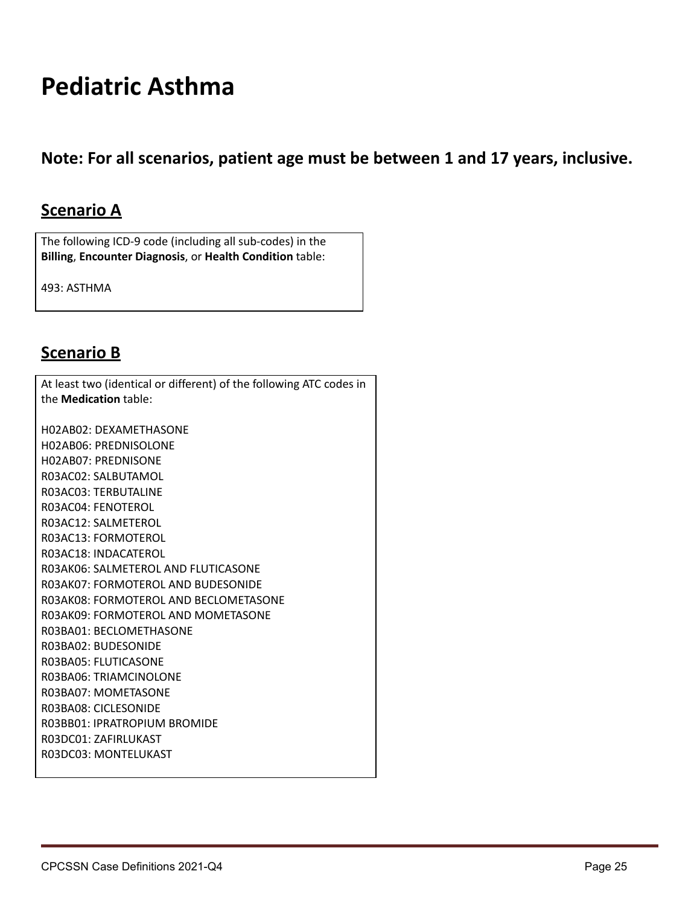# Pediatric Asthma

## Note: For all scenarios, patient age must be between 1 and 17 years, inclusive.

## Scenario A

The following ICD-9 code (including all sub-codes) in the **Billing**, **Encounter Diagnosis**, or **Health Condition** table:

493: ASTHMA

## Scenario B

At least two (identical or different) of the following ATC codes in the **Medication** table:

H02AB02: DEXAMETHASONE
H02AB06: PREDNISOLONE
H02AB07: PREDNISONE
R03AC02: SALBUTAMOL
R03AC03: TERBUTALINE
R03AC04: FENOTEROL
R03AC12: SALMETEROL
R03AC13: FORMOTEROL
R03AC18: INDACATEROL
R03AK06: SALMETEROL AND FLUTICASONE
R03AK07: FORMOTEROL AND BUDESONIDE
R03AK08: FORMOTEROL AND BECLOMETASONE
R03AK09: FORMOTEROL AND MOMETASONE
R03BA01: BECLOMETHASONE
R03BA02: BUDESONIDE
R03BA05: FLUTICASONE
R03BA06: TRIAMCINOLONE
R03BA07: MOMETASONE
R03BA08: CICLESONIDE
R03BB01: IPRATROPIUM BROMIDE
R03DC01: ZAFIRLUKAST
R03DC03: MONTELUKAST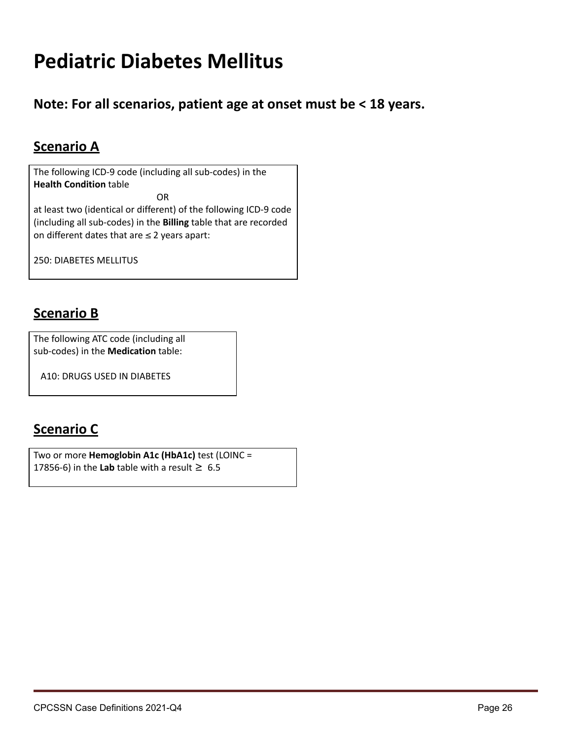# Pediatric Diabetes Mellitus

## Note: For all scenarios, patient age at onset must be < 18 years.

### Scenario A

The following ICD-9 code (including all sub-codes) in the **Health Condition** table

OR

at least two (identical or different) of the following ICD-9 code (including all sub-codes) in the **Billing** table that are recorded on different dates that are ≤ 2 years apart:

250: DIABETES MELLITUS

### Scenario B

The following ATC code (including all sub-codes) in the **Medication** table:

A10: DRUGS USED IN DIABETES

### Scenario C

Two or more **Hemoglobin A1c (HbA1c)** test (LOINC = 17856-6) in the **Lab** table with a result ≥ 6.5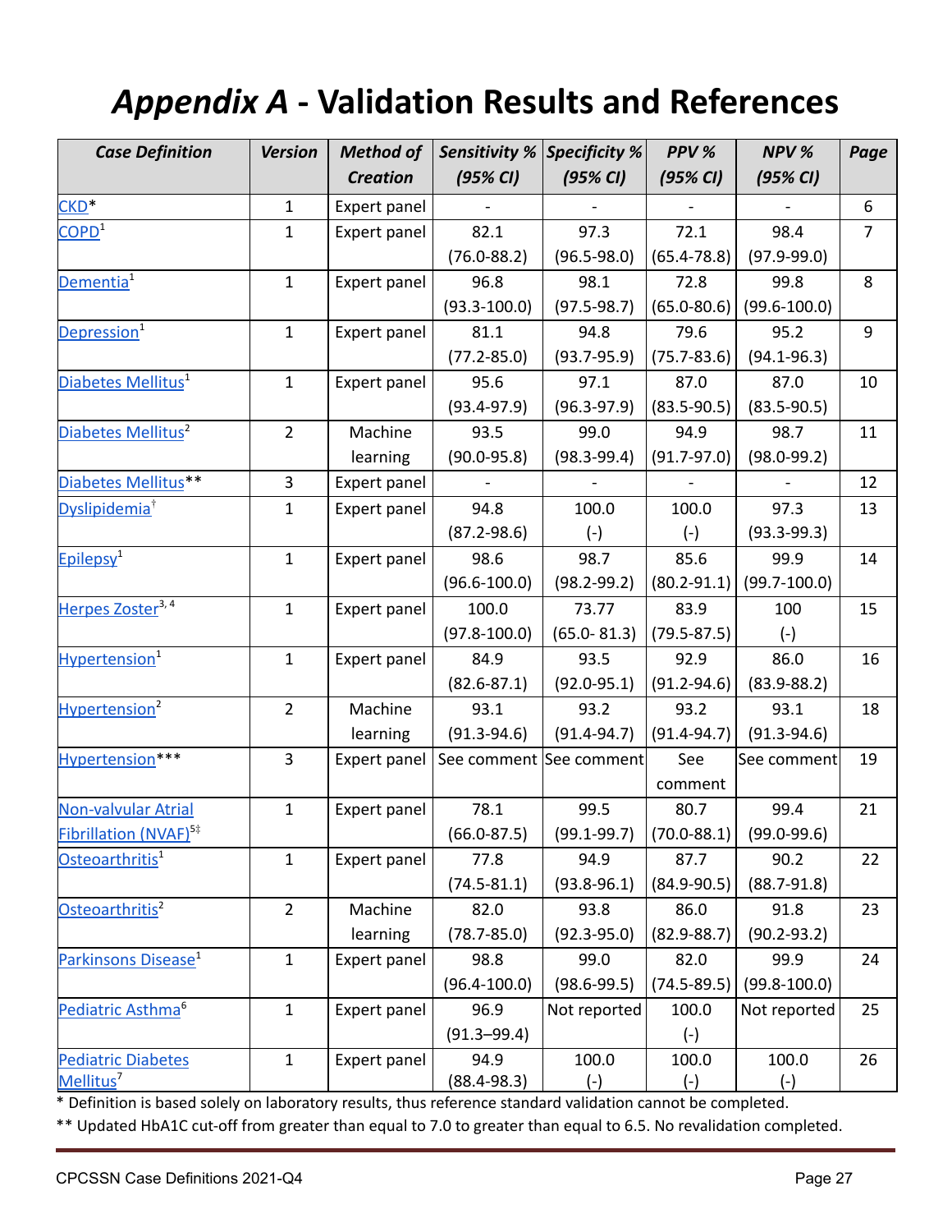# *Appendix A* - Validation Results and References

| Case Definition | Version | Method of Creation | Sensitivity % (95% CI) | Specificity % (95% CI) | PPV % (95% CI) | NPV % (95% CI) | Page |
|---|---|---|---|---|---|---|---|
| CKD* | 1 | Expert panel | - | - | - | - | 6 |
| COPD[1] | 1 | Expert panel | 82.1 (76.0-88.2) | 97.3 (96.5-98.0) | 72.1 (65.4-78.8) | 98.4 (97.9-99.0) | 7 |
| Dementia[1] | 1 | Expert panel | 96.8 (93.3-100.0) | 98.1 (97.5-98.7) | 72.8 (65.0-80.6) | 99.8 (99.6-100.0) | 8 |
| Depression[1] | 1 | Expert panel | 81.1 (77.2-85.0) | 94.8 (93.7-95.9) | 79.6 (75.7-83.6) | 95.2 (94.1-96.3) | 9 |
| Diabetes Mellitus[1] | 1 | Expert panel | 95.6 (93.4-97.9) | 97.1 (96.3-97.9) | 87.0 (83.5-90.5) | 87.0 (83.5-90.5) | 10 |
| Diabetes Mellitus[2] | 2 | Machine learning | 93.5 (90.0-95.8) | 99.0 (98.3-99.4) | 94.9 (91.7-97.0) | 98.7 (98.0-99.2) | 11 |
| Diabetes Mellitus** | 3 | Expert panel | - | - | - | - | 12 |
| Dyslipidemia[†] | 1 | Expert panel | 94.8 (87.2-98.6) | 100.0 (-) | 100.0 (-) | 97.3 (93.3-99.3) | 13 |
| Epilepsy[1] | 1 | Expert panel | 98.6 (96.6-100.0) | 98.7 (98.2-99.2) | 85.6 (80.2-91.1) | 99.9 (99.7-100.0) | 14 |
| Herpes Zoster[3, 4] | 1 | Expert panel | 100.0 (97.8-100.0) | 73.77 (65.0- 81.3) | 83.9 (79.5-87.5) | 100 (-) | 15 |
| Hypertension[1] | 1 | Expert panel | 84.9 (82.6-87.1) | 93.5 (92.0-95.1) | 92.9 (91.2-94.6) | 86.0 (83.9-88.2) | 16 |
| Hypertension[2] | 2 | Machine learning | 93.1 (91.3-94.6) | 93.2 (91.4-94.7) | 93.2 (91.4-94.7) | 93.1 (91.3-94.6) | 18 |
| Hypertension*** | 3 | Expert panel | See comment | See comment | See comment | See comment | 19 |
| Non-valvular Atrial Fibrillation (NVAF)[5‡] | 1 | Expert panel | 78.1 (66.0-87.5) | 99.5 (99.1-99.7) | 80.7 (70.0-88.1) | 99.4 (99.0-99.6) | 21 |
| Osteoarthritis[1] | 1 | Expert panel | 77.8 (74.5-81.1) | 94.9 (93.8-96.1) | 87.7 (84.9-90.5) | 90.2 (88.7-91.8) | 22 |
| Osteoarthritis[2] | 2 | Machine learning | 82.0 (78.7-85.0) | 93.8 (92.3-95.0) | 86.0 (82.9-88.7) | 91.8 (90.2-93.2) | 23 |
| Parkinsons Disease[1] | 1 | Expert panel | 98.8 (96.4-100.0) | 99.0 (98.6-99.5) | 82.0 (74.5-89.5) | 99.9 (99.8-100.0) | 24 |
| Pediatric Asthma[6] | 1 | Expert panel | 96.9 (91.3–99.4) | Not reported | 100.0 (-) | Not reported | 25 |
| Pediatric Diabetes Mellitus[7] | 1 | Expert panel | 94.9 (88.4-98.3) | 100.0 (-) | 100.0 (-) | 100.0 (-) | 26 |

\* Definition is based solely on laboratory results, thus reference standard validation cannot be completed.

\*\* Updated HbA1C cut-off from greater than equal to 7.0 to greater than equal to 6.5. No revalidation completed.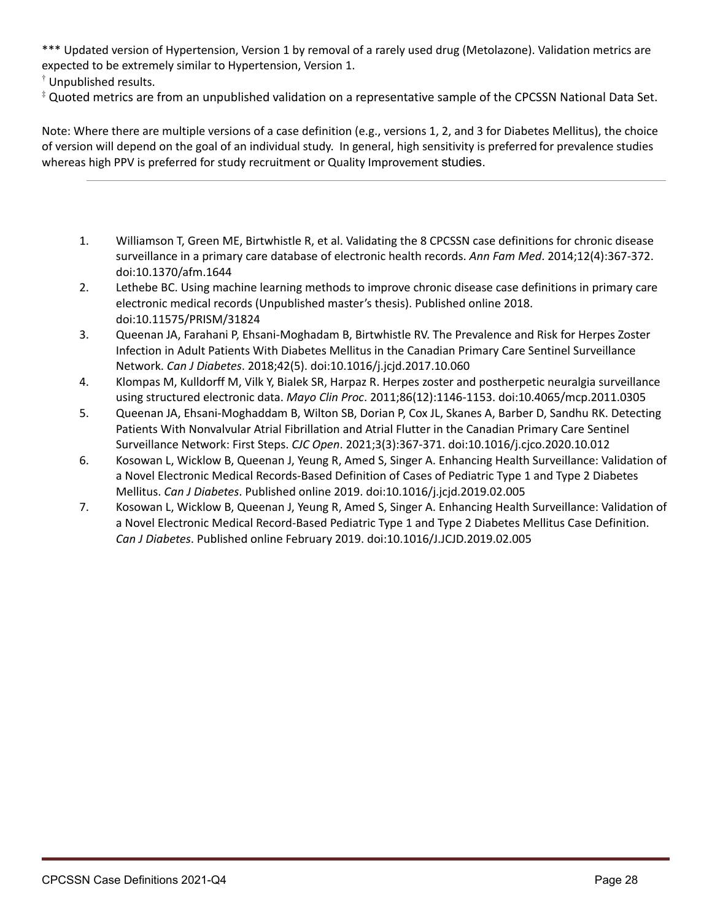*** Updated version of Hypertension, Version 1 by removal of a rarely used drug (Metolazone). Validation metrics are expected to be extremely similar to Hypertension, Version 1.

† Unpublished results.

‡ Quoted metrics are from an unpublished validation on a representative sample of the CPCSSN National Data Set.

Note: Where there are multiple versions of a case definition (e.g., versions 1, 2, and 3 for Diabetes Mellitus), the choice of version will depend on the goal of an individual study. In general, high sensitivity is preferred for prevalence studies whereas high PPV is preferred for study recruitment or Quality Improvement studies.

---

1. Williamson T, Green ME, Birtwhistle R, et al. Validating the 8 CPCSSN case definitions for chronic disease surveillance in a primary care database of electronic health records. *Ann Fam Med*. 2014;12(4):367-372. doi:10.1370/afm.1644
2. Lethebe BC. Using machine learning methods to improve chronic disease case definitions in primary care electronic medical records (Unpublished master's thesis). Published online 2018. doi:10.11575/PRISM/31824
3. Queenan JA, Farahani P, Ehsani-Moghadam B, Birtwhistle RV. The Prevalence and Risk for Herpes Zoster Infection in Adult Patients With Diabetes Mellitus in the Canadian Primary Care Sentinel Surveillance Network. *Can J Diabetes*. 2018;42(5). doi:10.1016/j.jcjd.2017.10.060
4. Klompas M, Kulldorff M, Vilk Y, Bialek SR, Harpaz R. Herpes zoster and postherpetic neuralgia surveillance using structured electronic data. *Mayo Clin Proc*. 2011;86(12):1146-1153. doi:10.4065/mcp.2011.0305
5. Queenan JA, Ehsani-Moghaddam B, Wilton SB, Dorian P, Cox JL, Skanes A, Barber D, Sandhu RK. Detecting Patients With Nonvalvular Atrial Fibrillation and Atrial Flutter in the Canadian Primary Care Sentinel Surveillance Network: First Steps. *CJC Open*. 2021;3(3):367-371. doi:10.1016/j.cjco.2020.10.012
6. Kosowan L, Wicklow B, Queenan J, Yeung R, Amed S, Singer A. Enhancing Health Surveillance: Validation of a Novel Electronic Medical Records-Based Definition of Cases of Pediatric Type 1 and Type 2 Diabetes Mellitus. *Can J Diabetes*. Published online 2019. doi:10.1016/j.jcjd.2019.02.005
7. Kosowan L, Wicklow B, Queenan J, Yeung R, Amed S, Singer A. Enhancing Health Surveillance: Validation of a Novel Electronic Medical Record-Based Pediatric Type 1 and Type 2 Diabetes Mellitus Case Definition. *Can J Diabetes*. Published online February 2019. doi:10.1016/J.JCJD.2019.02.005